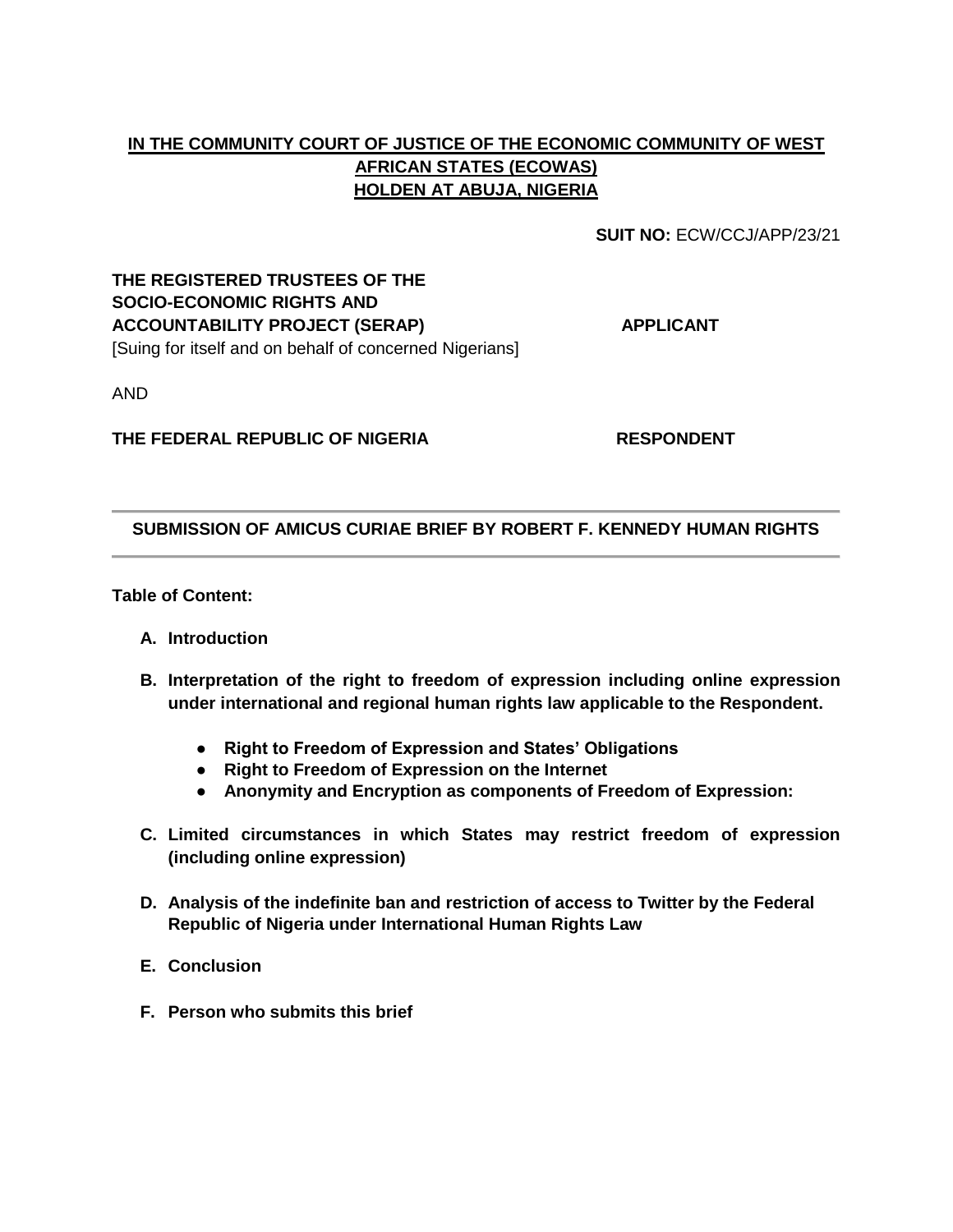**IN THE COMMUNITY COURT OF JUSTICE OF THE ECONOMIC COMMUNITY OF WEST AFRICAN STATES (ECOWAS)**
**HOLDEN AT ABUJA, NIGERIA**

**SUIT NO:** ECW/CCJ/APP/23/21

**THE REGISTERED TRUSTEES OF THE SOCIO-ECONOMIC RIGHTS AND ACCOUNTABILITY PROJECT (SERAP)** — **APPLICANT**
[Suing for itself and on behalf of concerned Nigerians]

AND

**THE FEDERAL REPUBLIC OF NIGERIA** — **RESPONDENT**

---

## SUBMISSION OF AMICUS CURIAE BRIEF BY ROBERT F. KENNEDY HUMAN RIGHTS

---

**Table of Content:**

A. **Introduction**

B. **Interpretation of the right to freedom of expression including online expression under international and regional human rights law applicable to the Respondent.**

   - **Right to Freedom of Expression and States' Obligations**
   - **Right to Freedom of Expression on the Internet**
   - **Anonymity and Encryption as components of Freedom of Expression:**

C. **Limited circumstances in which States may restrict freedom of expression (including online expression)**

D. **Analysis of the indefinite ban and restriction of access to Twitter by the Federal Republic of Nigeria under International Human Rights Law**

E. **Conclusion**

F. **Person who submits this brief**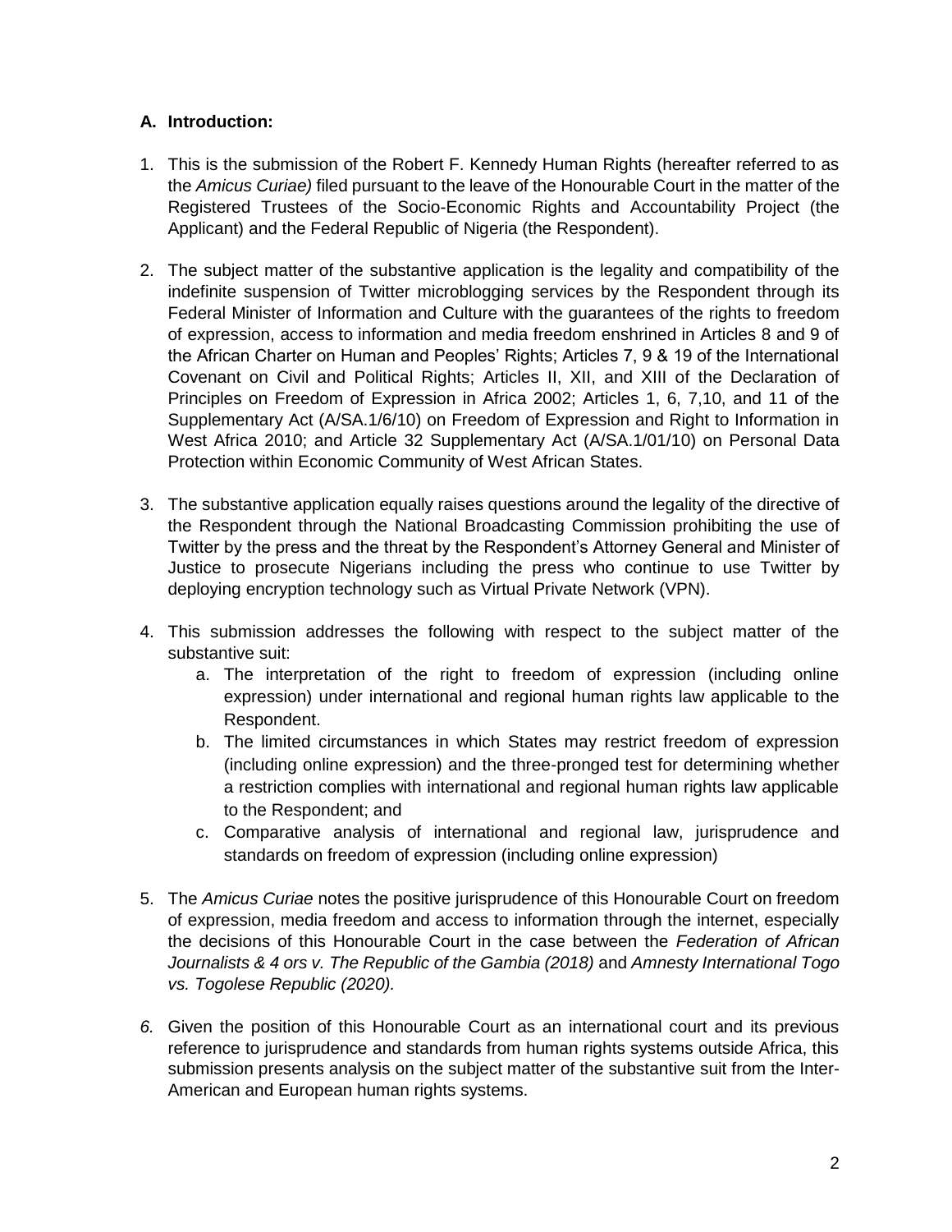## A. Introduction:

1. This is the submission of the Robert F. Kennedy Human Rights (hereafter referred to as the *Amicus Curiae)* filed pursuant to the leave of the Honourable Court in the matter of the Registered Trustees of the Socio-Economic Rights and Accountability Project (the Applicant) and the Federal Republic of Nigeria (the Respondent).

2. The subject matter of the substantive application is the legality and compatibility of the indefinite suspension of Twitter microblogging services by the Respondent through its Federal Minister of Information and Culture with the guarantees of the rights to freedom of expression, access to information and media freedom enshrined in Articles 8 and 9 of the African Charter on Human and Peoples' Rights; Articles 7, 9 & 19 of the International Covenant on Civil and Political Rights; Articles II, XII, and XIII of the Declaration of Principles on Freedom of Expression in Africa 2002; Articles 1, 6, 7,10, and 11 of the Supplementary Act (A/SA.1/6/10) on Freedom of Expression and Right to Information in West Africa 2010; and Article 32 Supplementary Act (A/SA.1/01/10) on Personal Data Protection within Economic Community of West African States.

3. The substantive application equally raises questions around the legality of the directive of the Respondent through the National Broadcasting Commission prohibiting the use of Twitter by the press and the threat by the Respondent's Attorney General and Minister of Justice to prosecute Nigerians including the press who continue to use Twitter by deploying encryption technology such as Virtual Private Network (VPN).

4. This submission addresses the following with respect to the subject matter of the substantive suit:
   a. The interpretation of the right to freedom of expression (including online expression) under international and regional human rights law applicable to the Respondent.
   b. The limited circumstances in which States may restrict freedom of expression (including online expression) and the three-pronged test for determining whether a restriction complies with international and regional human rights law applicable to the Respondent; and
   c. Comparative analysis of international and regional law, jurisprudence and standards on freedom of expression (including online expression)

5. The *Amicus Curiae* notes the positive jurisprudence of this Honourable Court on freedom of expression, media freedom and access to information through the internet, especially the decisions of this Honourable Court in the case between the *Federation of African Journalists & 4 ors v. The Republic of the Gambia (2018)* and *Amnesty International Togo vs. Togolese Republic (2020).*

6. Given the position of this Honourable Court as an international court and its previous reference to jurisprudence and standards from human rights systems outside Africa, this submission presents analysis on the subject matter of the substantive suit from the Inter-American and European human rights systems.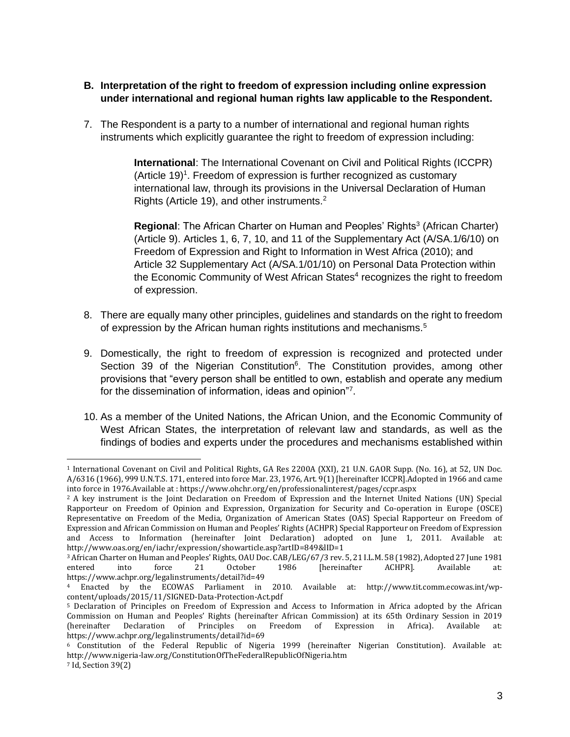**B. Interpretation of the right to freedom of expression including online expression under international and regional human rights law applicable to the Respondent.**

7. The Respondent is a party to a number of international and regional human rights instruments which explicitly guarantee the right to freedom of expression including:

   **International**: The International Covenant on Civil and Political Rights (ICCPR) (Article 19)[1]. Freedom of expression is further recognized as customary international law, through its provisions in the Universal Declaration of Human Rights (Article 19), and other instruments.[2]

   **Regional**: The African Charter on Human and Peoples' Rights[3] (African Charter) (Article 9). Articles 1, 6, 7, 10, and 11 of the Supplementary Act (A/SA.1/6/10) on Freedom of Expression and Right to Information in West Africa (2010); and Article 32 Supplementary Act (A/SA.1/01/10) on Personal Data Protection within the Economic Community of West African States[4] recognizes the right to freedom of expression.

8. There are equally many other principles, guidelines and standards on the right to freedom of expression by the African human rights institutions and mechanisms.[5]

9. Domestically, the right to freedom of expression is recognized and protected under Section 39 of the Nigerian Constitution[6]. The Constitution provides, among other provisions that "every person shall be entitled to own, establish and operate any medium for the dissemination of information, ideas and opinion"[7].

10. As a member of the United Nations, the African Union, and the Economic Community of West African States, the interpretation of relevant law and standards, as well as the findings of bodies and experts under the procedures and mechanisms established within

---

[1] International Covenant on Civil and Political Rights, GA Res 2200A (XXI), 21 U.N. GAOR Supp. (No. 16), at 52, UN Doc. A/6316 (1966), 999 U.N.T.S. 171, entered into force Mar. 23, 1976, Art. 9(1) [hereinafter ICCPR].Adopted in 1966 and came into force in 1976.Available at : https://www.ohchr.org/en/professionalinterest/pages/ccpr.aspx

[2] A key instrument is the Joint Declaration on Freedom of Expression and the Internet United Nations (UN) Special Rapporteur on Freedom of Opinion and Expression, Organization for Security and Co-operation in Europe (OSCE) Representative on Freedom of the Media, Organization of American States (OAS) Special Rapporteur on Freedom of Expression and African Commission on Human and Peoples' Rights (ACHPR) Special Rapporteur on Freedom of Expression and Access to Information (hereinafter Joint Declaration) adopted on June 1, 2011. Available at: http://www.oas.org/en/iachr/expression/showarticle.asp?artID=849&lID=1

[3] African Charter on Human and Peoples' Rights, OAU Doc. CAB/LEG/67/3 rev. 5, 21 I.L.M. 58 (1982), Adopted 27 June 1981 entered into force 21 October 1986 [hereinafter ACHPR]. Available at: https://www.achpr.org/legalinstruments/detail?id=49

[4] Enacted by the ECOWAS Parliament in 2010. Available at: http://www.tit.comm.ecowas.int/wp-content/uploads/2015/11/SIGNED-Data-Protection-Act.pdf

[5] Declaration of Principles on Freedom of Expression and Access to Information in Africa adopted by the African Commission on Human and Peoples' Rights (hereinafter African Commission) at its 65th Ordinary Session in 2019 (hereinafter Declaration of Principles on Freedom of Expression in Africa). Available at: https://www.achpr.org/legalinstruments/detail?id=69

[6] Constitution of the Federal Republic of Nigeria 1999 (hereinafter Nigerian Constitution). Available at: http://www.nigeria-law.org/ConstitutionOfTheFederalRepublicOfNigeria.htm

[7] Id, Section 39(2)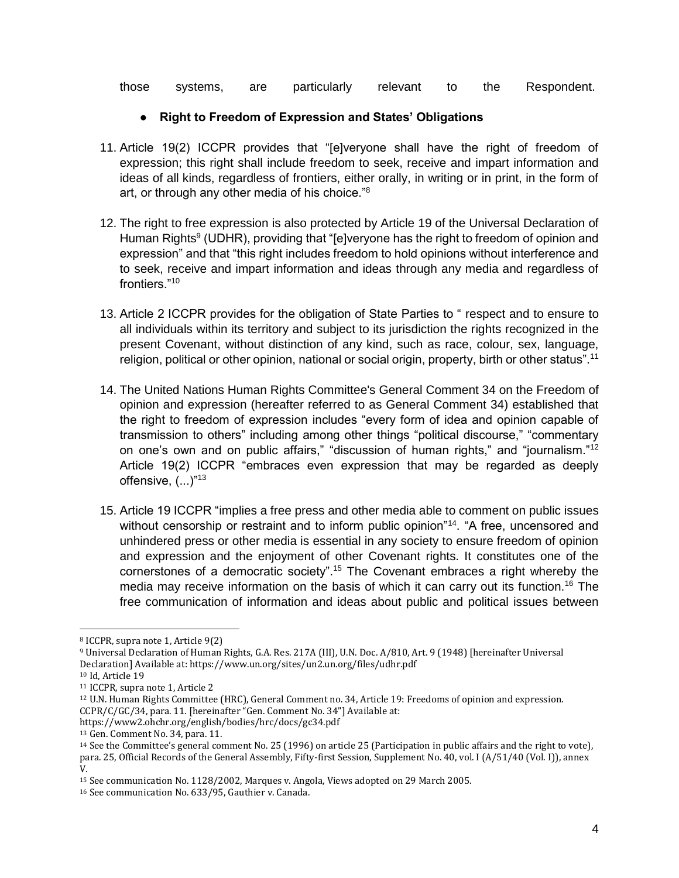those systems, are particularly relevant to the Respondent.

- **Right to Freedom of Expression and States' Obligations**

11. Article 19(2) ICCPR provides that "[e]veryone shall have the right of freedom of expression; this right shall include freedom to seek, receive and impart information and ideas of all kinds, regardless of frontiers, either orally, in writing or in print, in the form of art, or through any other media of his choice."[8]

12. The right to free expression is also protected by Article 19 of the Universal Declaration of Human Rights[9] (UDHR), providing that "[e]veryone has the right to freedom of opinion and expression" and that "this right includes freedom to hold opinions without interference and to seek, receive and impart information and ideas through any media and regardless of frontiers."[10]

13. Article 2 ICCPR provides for the obligation of State Parties to " respect and to ensure to all individuals within its territory and subject to its jurisdiction the rights recognized in the present Covenant, without distinction of any kind, such as race, colour, sex, language, religion, political or other opinion, national or social origin, property, birth or other status".[11]

14. The United Nations Human Rights Committee's General Comment 34 on the Freedom of opinion and expression (hereafter referred to as General Comment 34) established that the right to freedom of expression includes "every form of idea and opinion capable of transmission to others" including among other things "political discourse," "commentary on one's own and on public affairs," "discussion of human rights," and "journalism."[12] Article 19(2) ICCPR "embraces even expression that may be regarded as deeply offensive, (...)"[13]

15. Article 19 ICCPR "implies a free press and other media able to comment on public issues without censorship or restraint and to inform public opinion"[14]. "A free, uncensored and unhindered press or other media is essential in any society to ensure freedom of opinion and expression and the enjoyment of other Covenant rights. It constitutes one of the cornerstones of a democratic society".[15] The Covenant embraces a right whereby the media may receive information on the basis of which it can carry out its function.[16] The free communication of information and ideas about public and political issues between

---

[8] ICCPR, supra note 1, Article 9(2)

[9] Universal Declaration of Human Rights, G.A. Res. 217A (III), U.N. Doc. A/810, Art. 9 (1948) [hereinafter Universal Declaration] Available at: https://www.un.org/sites/un2.un.org/files/udhr.pdf

[10] Id, Article 19

[11] ICCPR, supra note 1, Article 2

[12] U.N. Human Rights Committee (HRC), General Comment no. 34, Article 19: Freedoms of opinion and expression. CCPR/C/GC/34, para. 11. [hereinafter "Gen. Comment No. 34"] Available at: https://www2.ohchr.org/english/bodies/hrc/docs/gc34.pdf

[13] Gen. Comment No. 34, para. 11.

[14] See the Committee's general comment No. 25 (1996) on article 25 (Participation in public affairs and the right to vote), para. 25, Official Records of the General Assembly, Fifty-first Session, Supplement No. 40, vol. I (A/51/40 (Vol. I)), annex V.

[15] See communication No. 1128/2002, Marques v. Angola, Views adopted on 29 March 2005.

[16] See communication No. 633/95, Gauthier v. Canada.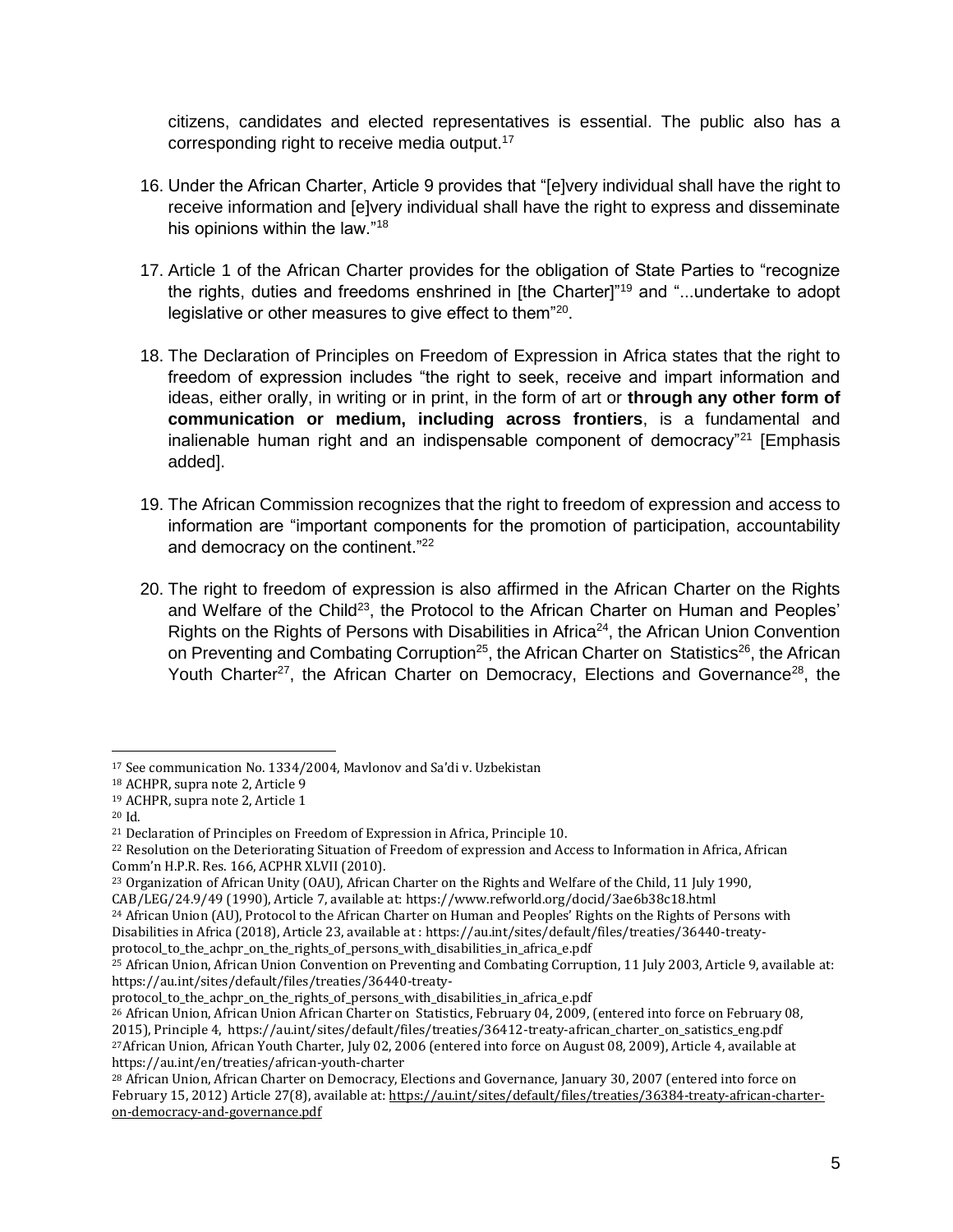citizens, candidates and elected representatives is essential. The public also has a corresponding right to receive media output.[17]

16. Under the African Charter, Article 9 provides that "[e]very individual shall have the right to receive information and [e]very individual shall have the right to express and disseminate his opinions within the law."[18]

17. Article 1 of the African Charter provides for the obligation of State Parties to "recognize the rights, duties and freedoms enshrined in [the Charter]"[19] and "...undertake to adopt legislative or other measures to give effect to them"[20].

18. The Declaration of Principles on Freedom of Expression in Africa states that the right to freedom of expression includes "the right to seek, receive and impart information and ideas, either orally, in writing or in print, in the form of art or **through any other form of communication or medium, including across frontiers**, is a fundamental and inalienable human right and an indispensable component of democracy"[21] [Emphasis added].

19. The African Commission recognizes that the right to freedom of expression and access to information are "important components for the promotion of participation, accountability and democracy on the continent."[22]

20. The right to freedom of expression is also affirmed in the African Charter on the Rights and Welfare of the Child[23], the Protocol to the African Charter on Human and Peoples' Rights on the Rights of Persons with Disabilities in Africa[24], the African Union Convention on Preventing and Combating Corruption[25], the African Charter on Statistics[26], the African Youth Charter[27], the African Charter on Democracy, Elections and Governance[28], the

---

[17] See communication No. 1334/2004, Mavlonov and Sa'di v. Uzbekistan

[18] ACHPR, supra note 2, Article 9

[19] ACHPR, supra note 2, Article 1

[20] Id.

[21] Declaration of Principles on Freedom of Expression in Africa, Principle 10.

[22] Resolution on the Deteriorating Situation of Freedom of expression and Access to Information in Africa, African Comm'n H.P.R. Res. 166, ACPHR XLVII (2010).

[23] Organization of African Unity (OAU), African Charter on the Rights and Welfare of the Child, 11 July 1990, CAB/LEG/24.9/49 (1990), Article 7, available at: https://www.refworld.org/docid/3ae6b38c18.html

[24] African Union (AU), Protocol to the African Charter on Human and Peoples' Rights on the Rights of Persons with Disabilities in Africa (2018), Article 23, available at : https://au.int/sites/default/files/treaties/36440-treaty-protocol_to_the_achpr_on_the_rights_of_persons_with_disabilities_in_africa_e.pdf

[25] African Union, African Union Convention on Preventing and Combating Corruption, 11 July 2003, Article 9, available at: https://au.int/sites/default/files/treaties/36440-treaty-protocol_to_the_achpr_on_the_rights_of_persons_with_disabilities_in_africa_e.pdf

[26] African Union, African Union African Charter on Statistics, February 04, 2009, (entered into force on February 08, 2015), Principle 4, https://au.int/sites/default/files/treaties/36412-treaty-african_charter_on_satistics_eng.pdf

[27] African Union, African Youth Charter, July 02, 2006 (entered into force on August 08, 2009), Article 4, available at https://au.int/en/treaties/african-youth-charter

[28] African Union, African Charter on Democracy, Elections and Governance, January 30, 2007 (entered into force on February 15, 2012) Article 27(8), available at: https://au.int/sites/default/files/treaties/36384-treaty-african-charter-on-democracy-and-governance.pdf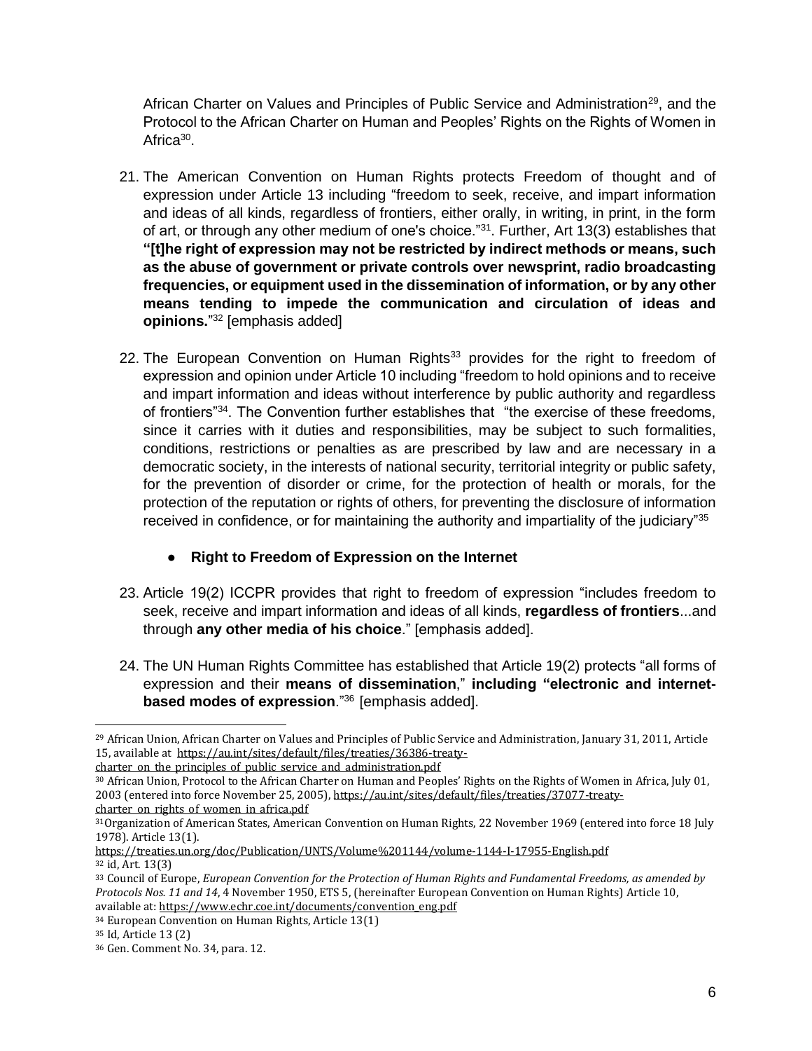African Charter on Values and Principles of Public Service and Administration[29], and the Protocol to the African Charter on Human and Peoples' Rights on the Rights of Women in Africa[30].

21. The American Convention on Human Rights protects Freedom of thought and of expression under Article 13 including "freedom to seek, receive, and impart information and ideas of all kinds, regardless of frontiers, either orally, in writing, in print, in the form of art, or through any other medium of one's choice."[31]. Further, Art 13(3) establishes that **"[t]he right of expression may not be restricted by indirect methods or means, such as the abuse of government or private controls over newsprint, radio broadcasting frequencies, or equipment used in the dissemination of information, or by any other means tending to impede the communication and circulation of ideas and opinions.**"[32] [emphasis added]

22. The European Convention on Human Rights[33] provides for the right to freedom of expression and opinion under Article 10 including "freedom to hold opinions and to receive and impart information and ideas without interference by public authority and regardless of frontiers"[34]. The Convention further establishes that "the exercise of these freedoms, since it carries with it duties and responsibilities, may be subject to such formalities, conditions, restrictions or penalties as are prescribed by law and are necessary in a democratic society, in the interests of national security, territorial integrity or public safety, for the prevention of disorder or crime, for the protection of health or morals, for the protection of the reputation or rights of others, for preventing the disclosure of information received in confidence, or for maintaining the authority and impartiality of the judiciary"[35]

- **Right to Freedom of Expression on the Internet**

23. Article 19(2) ICCPR provides that right to freedom of expression "includes freedom to seek, receive and impart information and ideas of all kinds, **regardless of frontiers**...and through **any other media of his choice**." [emphasis added].

24. The UN Human Rights Committee has established that Article 19(2) protects "all forms of expression and their **means of dissemination**," **including "electronic and internet-based modes of expression**."[36] [emphasis added].

---

[29] African Union, African Charter on Values and Principles of Public Service and Administration, January 31, 2011, Article 15, available at https://au.int/sites/default/files/treaties/36386-treaty-charter_on_the_principles_of_public_service_and_administration.pdf

[30] African Union, Protocol to the African Charter on Human and Peoples' Rights on the Rights of Women in Africa, July 01, 2003 (entered into force November 25, 2005), https://au.int/sites/default/files/treaties/37077-treaty-charter_on_rights_of_women_in_africa.pdf

[31] Organization of American States, American Convention on Human Rights, 22 November 1969 (entered into force 18 July 1978). Article 13(1). https://treaties.un.org/doc/Publication/UNTS/Volume%201144/volume-1144-I-17955-English.pdf

[32] id, Art. 13(3)

[33] Council of Europe, *European Convention for the Protection of Human Rights and Fundamental Freedoms, as amended by Protocols Nos. 11 and 14*, 4 November 1950, ETS 5, (hereinafter European Convention on Human Rights) Article 10, available at: https://www.echr.coe.int/documents/convention_eng.pdf

[34] European Convention on Human Rights, Article 13(1)

[35] Id, Article 13 (2)

[36] Gen. Comment No. 34, para. 12.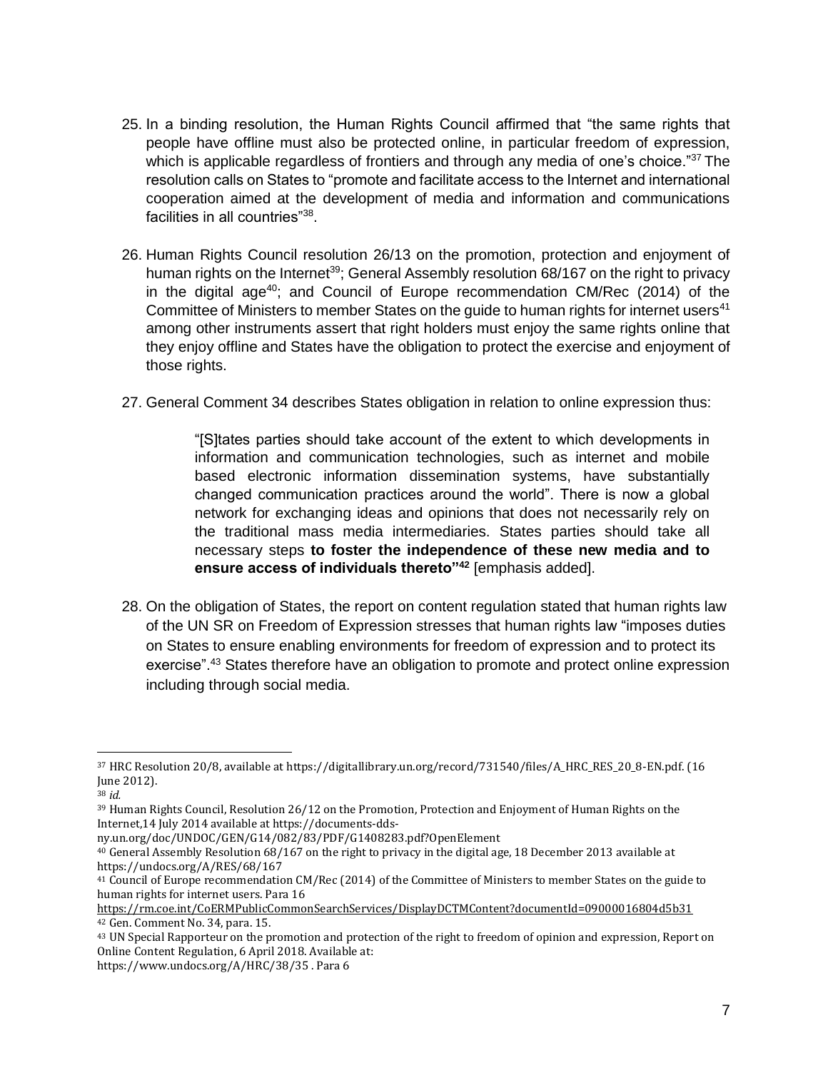25. In a binding resolution, the Human Rights Council affirmed that "the same rights that people have offline must also be protected online, in particular freedom of expression, which is applicable regardless of frontiers and through any media of one's choice."[37] The resolution calls on States to "promote and facilitate access to the Internet and international cooperation aimed at the development of media and information and communications facilities in all countries"[38].

26. Human Rights Council resolution 26/13 on the promotion, protection and enjoyment of human rights on the Internet[39]; General Assembly resolution 68/167 on the right to privacy in the digital age[40]; and Council of Europe recommendation CM/Rec (2014) of the Committee of Ministers to member States on the guide to human rights for internet users[41] among other instruments assert that right holders must enjoy the same rights online that they enjoy offline and States have the obligation to protect the exercise and enjoyment of those rights.

27. General Comment 34 describes States obligation in relation to online expression thus:

> "[S]tates parties should take account of the extent to which developments in information and communication technologies, such as internet and mobile based electronic information dissemination systems, have substantially changed communication practices around the world". There is now a global network for exchanging ideas and opinions that does not necessarily rely on the traditional mass media intermediaries. States parties should take all necessary steps **to foster the independence of these new media and to ensure access of individuals thereto"[42]** [emphasis added].

28. On the obligation of States, the report on content regulation stated that human rights law of the UN SR on Freedom of Expression stresses that human rights law "imposes duties on States to ensure enabling environments for freedom of expression and to protect its exercise".[43] States therefore have an obligation to promote and protect online expression including through social media.

---

[37] HRC Resolution 20/8, available at https://digitallibrary.un.org/record/731540/files/A_HRC_RES_20_8-EN.pdf. (16 June 2012).

[38] *id.*

[39] Human Rights Council, Resolution 26/12 on the Promotion, Protection and Enjoyment of Human Rights on the Internet,14 July 2014 available at https://documents-dds-ny.un.org/doc/UNDOC/GEN/G14/082/83/PDF/G1408283.pdf?OpenElement

[40] General Assembly Resolution 68/167 on the right to privacy in the digital age, 18 December 2013 available at https://undocs.org/A/RES/68/167

[41] Council of Europe recommendation CM/Rec (2014) of the Committee of Ministers to member States on the guide to human rights for internet users. Para 16 https://rm.coe.int/CoERMPublicCommonSearchServices/DisplayDCTMContent?documentId=09000016804d5b31

[42] Gen. Comment No. 34, para. 15.

[43] UN Special Rapporteur on the promotion and protection of the right to freedom of opinion and expression, Report on Online Content Regulation, 6 April 2018. Available at: https://www.undocs.org/A/HRC/38/35 . Para 6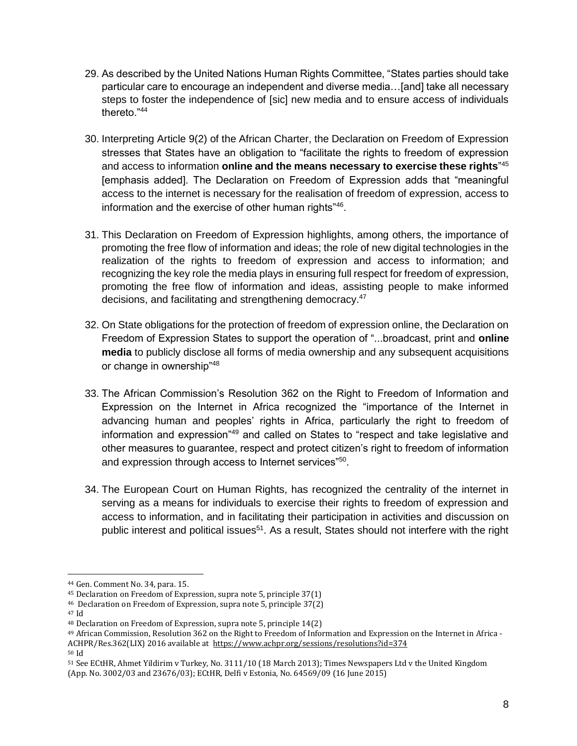29. As described by the United Nations Human Rights Committee, "States parties should take particular care to encourage an independent and diverse media…[and] take all necessary steps to foster the independence of [sic] new media and to ensure access of individuals thereto."[44]

30. Interpreting Article 9(2) of the African Charter, the Declaration on Freedom of Expression stresses that States have an obligation to "facilitate the rights to freedom of expression and access to information **online and the means necessary to exercise these rights**"[45] [emphasis added]. The Declaration on Freedom of Expression adds that "meaningful access to the internet is necessary for the realisation of freedom of expression, access to information and the exercise of other human rights"[46].

31. This Declaration on Freedom of Expression highlights, among others, the importance of promoting the free flow of information and ideas; the role of new digital technologies in the realization of the rights to freedom of expression and access to information; and recognizing the key role the media plays in ensuring full respect for freedom of expression, promoting the free flow of information and ideas, assisting people to make informed decisions, and facilitating and strengthening democracy.[47]

32. On State obligations for the protection of freedom of expression online, the Declaration on Freedom of Expression States to support the operation of "...broadcast, print and **online media** to publicly disclose all forms of media ownership and any subsequent acquisitions or change in ownership"[48]

33. The African Commission's Resolution 362 on the Right to Freedom of Information and Expression on the Internet in Africa recognized the "importance of the Internet in advancing human and peoples' rights in Africa, particularly the right to freedom of information and expression"[49] and called on States to "respect and take legislative and other measures to guarantee, respect and protect citizen's right to freedom of information and expression through access to Internet services"[50].

34. The European Court on Human Rights, has recognized the centrality of the internet in serving as a means for individuals to exercise their rights to freedom of expression and access to information, and in facilitating their participation in activities and discussion on public interest and political issues[51]. As a result, States should not interfere with the right

---

[44] Gen. Comment No. 34, para. 15.

[45] Declaration on Freedom of Expression, supra note 5, principle 37(1)

[46] Declaration on Freedom of Expression, supra note 5, principle 37(2)

[47] Id

[48] Declaration on Freedom of Expression, supra note 5, principle 14(2)

[49] African Commission, Resolution 362 on the Right to Freedom of Information and Expression on the Internet in Africa - ACHPR/Res.362(LIX) 2016 available at https://www.achpr.org/sessions/resolutions?id=374

[50] Id

[51] See ECtHR, Ahmet Yildirim v Turkey, No. 3111/10 (18 March 2013); Times Newspapers Ltd v the United Kingdom (App. No. 3002/03 and 23676/03); ECtHR, Delfi v Estonia, No. 64569/09 (16 June 2015)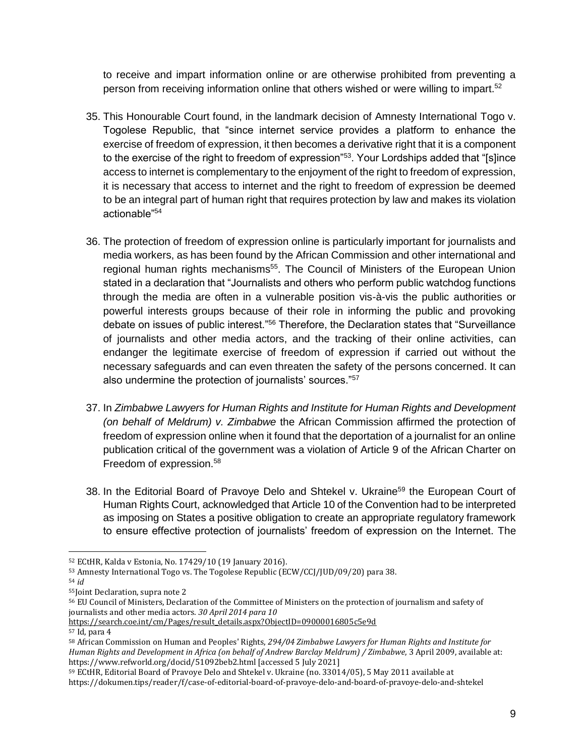to receive and impart information online or are otherwise prohibited from preventing a person from receiving information online that others wished or were willing to impart.[52]

35. This Honourable Court found, in the landmark decision of Amnesty International Togo v. Togolese Republic, that "since internet service provides a platform to enhance the exercise of freedom of expression, it then becomes a derivative right that it is a component to the exercise of the right to freedom of expression"[53]. Your Lordships added that "[s]ince access to internet is complementary to the enjoyment of the right to freedom of expression, it is necessary that access to internet and the right to freedom of expression be deemed to be an integral part of human right that requires protection by law and makes its violation actionable"[54]

36. The protection of freedom of expression online is particularly important for journalists and media workers, as has been found by the African Commission and other international and regional human rights mechanisms[55]. The Council of Ministers of the European Union stated in a declaration that "Journalists and others who perform public watchdog functions through the media are often in a vulnerable position vis-à-vis the public authorities or powerful interests groups because of their role in informing the public and provoking debate on issues of public interest."[56] Therefore, the Declaration states that "Surveillance of journalists and other media actors, and the tracking of their online activities, can endanger the legitimate exercise of freedom of expression if carried out without the necessary safeguards and can even threaten the safety of the persons concerned. It can also undermine the protection of journalists' sources."[57]

37. In *Zimbabwe Lawyers for Human Rights and Institute for Human Rights and Development (on behalf of Meldrum) v. Zimbabwe* the African Commission affirmed the protection of freedom of expression online when it found that the deportation of a journalist for an online publication critical of the government was a violation of Article 9 of the African Charter on Freedom of expression.[58]

38. In the Editorial Board of Pravoye Delo and Shtekel v. Ukraine[59] the European Court of Human Rights Court, acknowledged that Article 10 of the Convention had to be interpreted as imposing on States a positive obligation to create an appropriate regulatory framework to ensure effective protection of journalists' freedom of expression on the Internet. The

---

[52] ECtHR, Kalda v Estonia, No. 17429/10 (19 January 2016).

[53] Amnesty International Togo vs. The Togolese Republic (ECW/CCJ/JUD/09/20) para 38.

[54] *id*

[55] Joint Declaration, supra note 2

[56] EU Council of Ministers, Declaration of the Committee of Ministers on the protection of journalism and safety of journalists and other media actors. *30 April 2014 para 10* https://search.coe.int/cm/Pages/result_details.aspx?ObjectID=09000016805c5e9d

[57] Id, para 4

[58] African Commission on Human and Peoples' Rights, *294/04 Zimbabwe Lawyers for Human Rights and Institute for Human Rights and Development in Africa (on behalf of Andrew Barclay Meldrum) / Zimbabwe*, 3 April 2009, available at: https://www.refworld.org/docid/51092beb2.html [accessed 5 July 2021]

[59] ECtHR, Editorial Board of Pravoye Delo and Shtekel v. Ukraine (no. 33014/05), 5 May 2011 available at https://dokumen.tips/reader/f/case-of-editorial-board-of-pravoye-delo-and-board-of-pravoye-delo-and-shtekel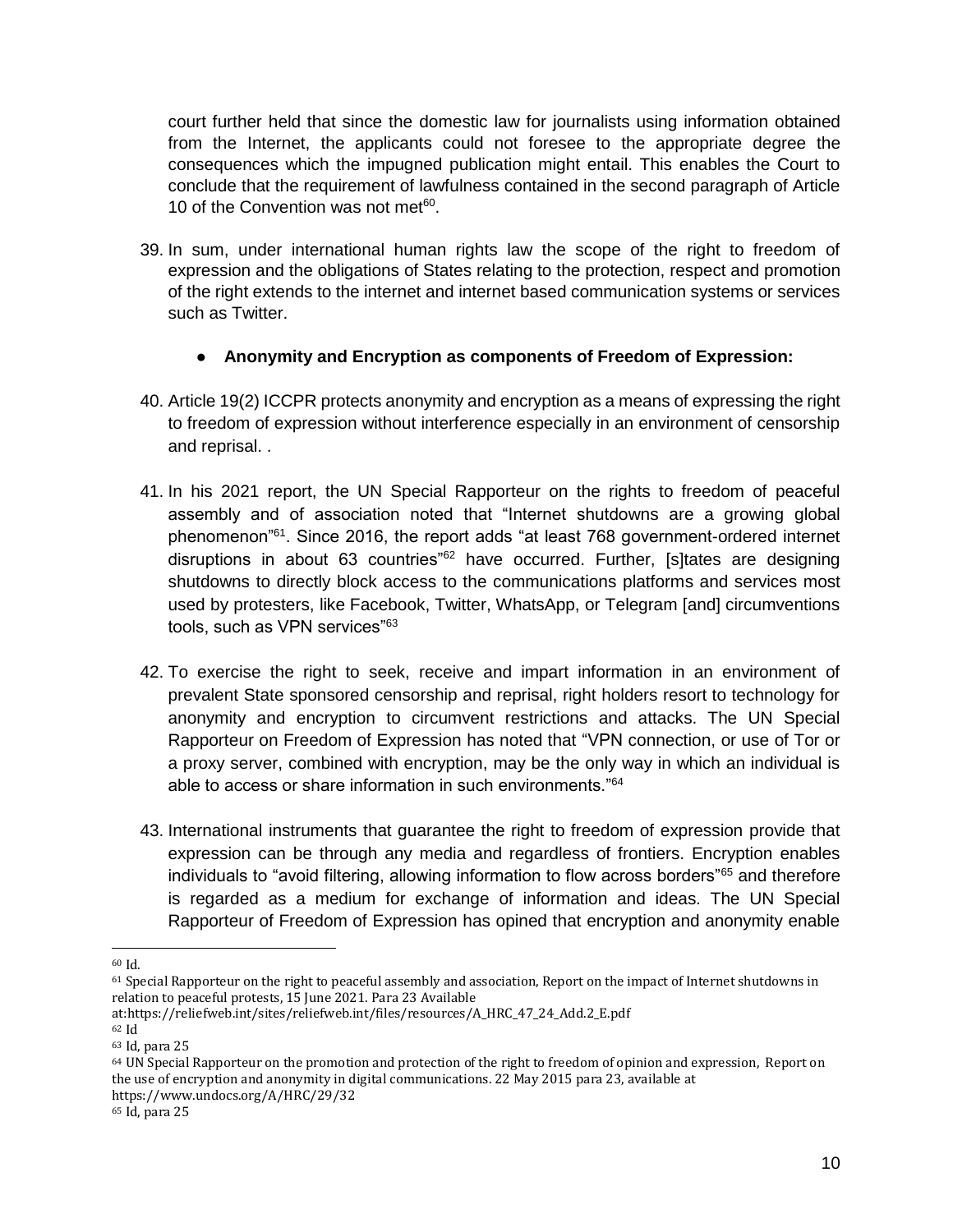court further held that since the domestic law for journalists using information obtained from the Internet, the applicants could not foresee to the appropriate degree the consequences which the impugned publication might entail. This enables the Court to conclude that the requirement of lawfulness contained in the second paragraph of Article 10 of the Convention was not met[60].

39. In sum, under international human rights law the scope of the right to freedom of expression and the obligations of States relating to the protection, respect and promotion of the right extends to the internet and internet based communication systems or services such as Twitter.

- **Anonymity and Encryption as components of Freedom of Expression:**

40. Article 19(2) ICCPR protects anonymity and encryption as a means of expressing the right to freedom of expression without interference especially in an environment of censorship and reprisal. .

41. In his 2021 report, the UN Special Rapporteur on the rights to freedom of peaceful assembly and of association noted that "Internet shutdowns are a growing global phenomenon"[61]. Since 2016, the report adds "at least 768 government-ordered internet disruptions in about 63 countries"[62] have occurred. Further, [s]tates are designing shutdowns to directly block access to the communications platforms and services most used by protesters, like Facebook, Twitter, WhatsApp, or Telegram [and] circumventions tools, such as VPN services"[63]

42. To exercise the right to seek, receive and impart information in an environment of prevalent State sponsored censorship and reprisal, right holders resort to technology for anonymity and encryption to circumvent restrictions and attacks. The UN Special Rapporteur on Freedom of Expression has noted that "VPN connection, or use of Tor or a proxy server, combined with encryption, may be the only way in which an individual is able to access or share information in such environments."[64]

43. International instruments that guarantee the right to freedom of expression provide that expression can be through any media and regardless of frontiers. Encryption enables individuals to "avoid filtering, allowing information to flow across borders"[65] and therefore is regarded as a medium for exchange of information and ideas. The UN Special Rapporteur of Freedom of Expression has opined that encryption and anonymity enable

---

[60] Id.

[61] Special Rapporteur on the right to peaceful assembly and association, Report on the impact of Internet shutdowns in relation to peaceful protests, 15 June 2021. Para 23 Available at:https://reliefweb.int/sites/reliefweb.int/files/resources/A_HRC_47_24_Add.2_E.pdf

[62] Id

[63] Id, para 25

[64] UN Special Rapporteur on the promotion and protection of the right to freedom of opinion and expression, Report on the use of encryption and anonymity in digital communications. 22 May 2015 para 23, available at https://www.undocs.org/A/HRC/29/32

[65] Id, para 25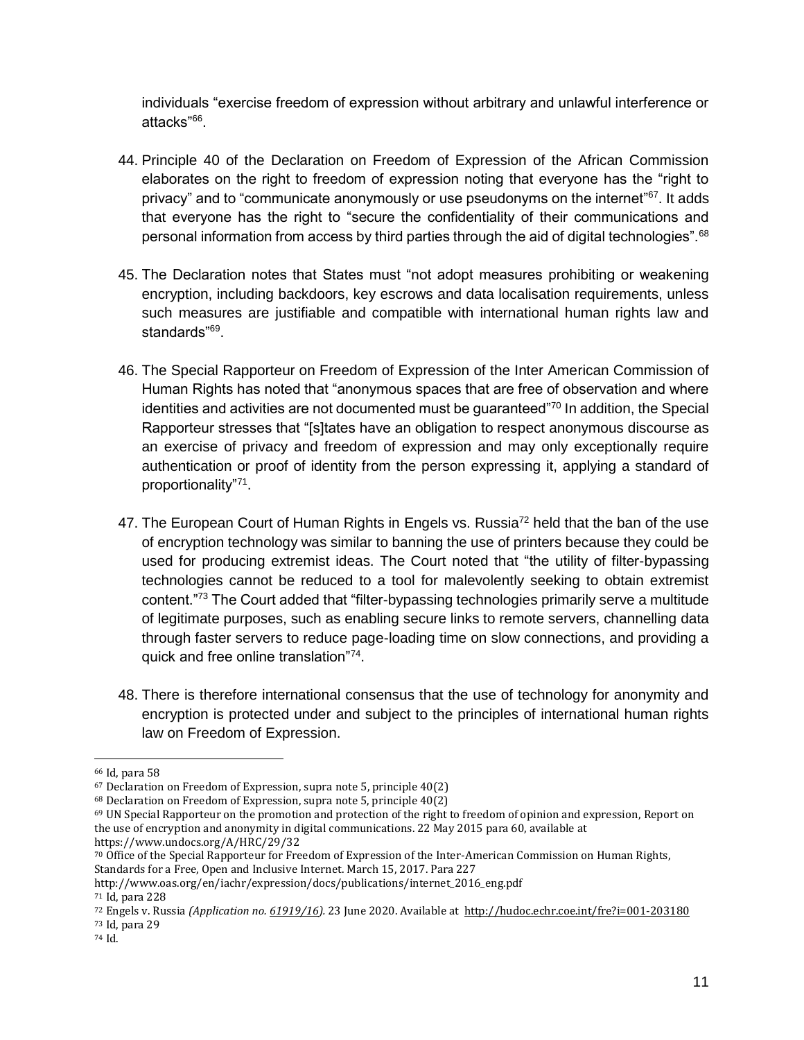individuals "exercise freedom of expression without arbitrary and unlawful interference or attacks"[66].

44. Principle 40 of the Declaration on Freedom of Expression of the African Commission elaborates on the right to freedom of expression noting that everyone has the "right to privacy" and to "communicate anonymously or use pseudonyms on the internet"[67]. It adds that everyone has the right to "secure the confidentiality of their communications and personal information from access by third parties through the aid of digital technologies".[68]

45. The Declaration notes that States must "not adopt measures prohibiting or weakening encryption, including backdoors, key escrows and data localisation requirements, unless such measures are justifiable and compatible with international human rights law and standards"[69].

46. The Special Rapporteur on Freedom of Expression of the Inter American Commission of Human Rights has noted that "anonymous spaces that are free of observation and where identities and activities are not documented must be guaranteed"[70] In addition, the Special Rapporteur stresses that "[s]tates have an obligation to respect anonymous discourse as an exercise of privacy and freedom of expression and may only exceptionally require authentication or proof of identity from the person expressing it, applying a standard of proportionality"[71].

47. The European Court of Human Rights in Engels vs. Russia[72] held that the ban of the use of encryption technology was similar to banning the use of printers because they could be used for producing extremist ideas. The Court noted that "the utility of filter-bypassing technologies cannot be reduced to a tool for malevolently seeking to obtain extremist content."[73] The Court added that "filter-bypassing technologies primarily serve a multitude of legitimate purposes, such as enabling secure links to remote servers, channelling data through faster servers to reduce page-loading time on slow connections, and providing a quick and free online translation"[74].

48. There is therefore international consensus that the use of technology for anonymity and encryption is protected under and subject to the principles of international human rights law on Freedom of Expression.

---

[66] Id, para 58

[67] Declaration on Freedom of Expression, supra note 5, principle 40(2)

[68] Declaration on Freedom of Expression, supra note 5, principle 40(2)

[69] UN Special Rapporteur on the promotion and protection of the right to freedom of opinion and expression, Report on the use of encryption and anonymity in digital communications. 22 May 2015 para 60, available at https://www.undocs.org/A/HRC/29/32

[70] Office of the Special Rapporteur for Freedom of Expression of the Inter-American Commission on Human Rights, Standards for a Free, Open and Inclusive Internet. March 15, 2017. Para 227 http://www.oas.org/en/iachr/expression/docs/publications/internet_2016_eng.pdf

[71] Id, para 228

[72] Engels v. Russia *(Application no. 61919/16)*. 23 June 2020. Available at http://hudoc.echr.coe.int/fre?i=001-203180

[73] Id, para 29

[74] Id.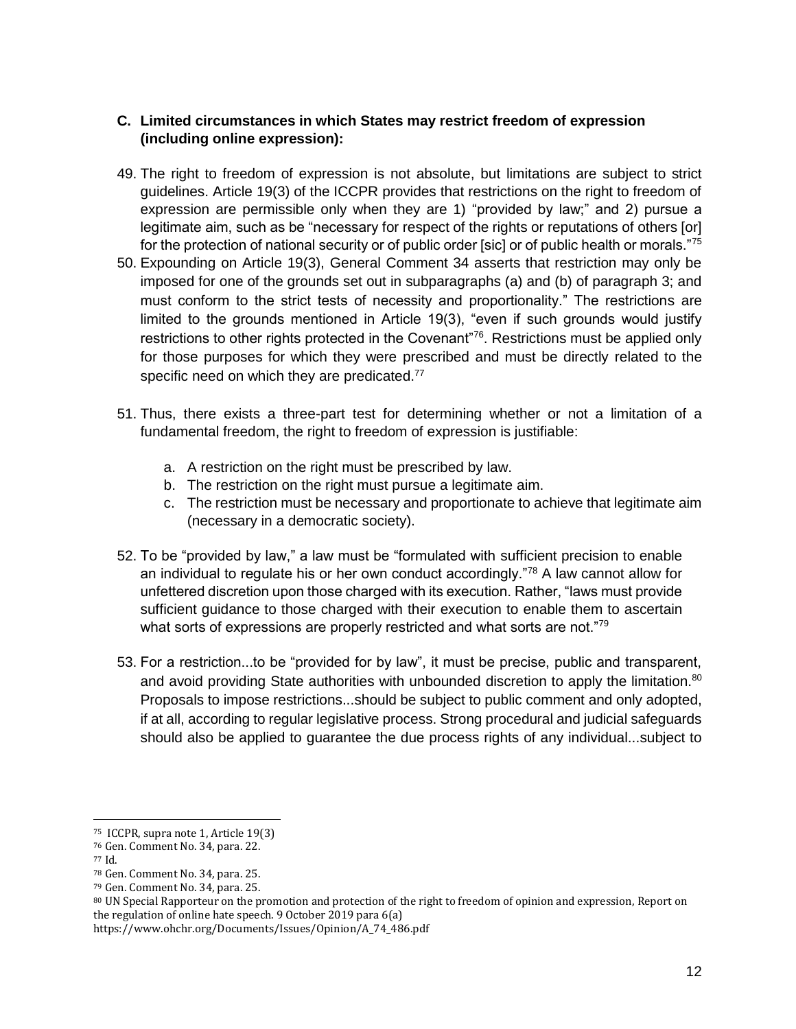### C. Limited circumstances in which States may restrict freedom of expression (including online expression):

49. The right to freedom of expression is not absolute, but limitations are subject to strict guidelines. Article 19(3) of the ICCPR provides that restrictions on the right to freedom of expression are permissible only when they are 1) "provided by law;" and 2) pursue a legitimate aim, such as be "necessary for respect of the rights or reputations of others [or] for the protection of national security or of public order [sic] or of public health or morals."[75]

50. Expounding on Article 19(3), General Comment 34 asserts that restriction may only be imposed for one of the grounds set out in subparagraphs (a) and (b) of paragraph 3; and must conform to the strict tests of necessity and proportionality." The restrictions are limited to the grounds mentioned in Article 19(3), "even if such grounds would justify restrictions to other rights protected in the Covenant"[76]. Restrictions must be applied only for those purposes for which they were prescribed and must be directly related to the specific need on which they are predicated.[77]

51. Thus, there exists a three-part test for determining whether or not a limitation of a fundamental freedom, the right to freedom of expression is justifiable:

    a. A restriction on the right must be prescribed by law.
    b. The restriction on the right must pursue a legitimate aim.
    c. The restriction must be necessary and proportionate to achieve that legitimate aim (necessary in a democratic society).

52. To be "provided by law," a law must be "formulated with sufficient precision to enable an individual to regulate his or her own conduct accordingly."[78] A law cannot allow for unfettered discretion upon those charged with its execution. Rather, "laws must provide sufficient guidance to those charged with their execution to enable them to ascertain what sorts of expressions are properly restricted and what sorts are not."[79]

53. For a restriction...to be "provided for by law", it must be precise, public and transparent, and avoid providing State authorities with unbounded discretion to apply the limitation.[80] Proposals to impose restrictions...should be subject to public comment and only adopted, if at all, according to regular legislative process. Strong procedural and judicial safeguards should also be applied to guarantee the due process rights of any individual...subject to

---

[75] ICCPR, supra note 1, Article 19(3)

[76] Gen. Comment No. 34, para. 22.

[77] Id.

[78] Gen. Comment No. 34, para. 25.

[79] Gen. Comment No. 34, para. 25.

[80] UN Special Rapporteur on the promotion and protection of the right to freedom of opinion and expression, Report on the regulation of online hate speech. 9 October 2019 para 6(a) https://www.ohchr.org/Documents/Issues/Opinion/A_74_486.pdf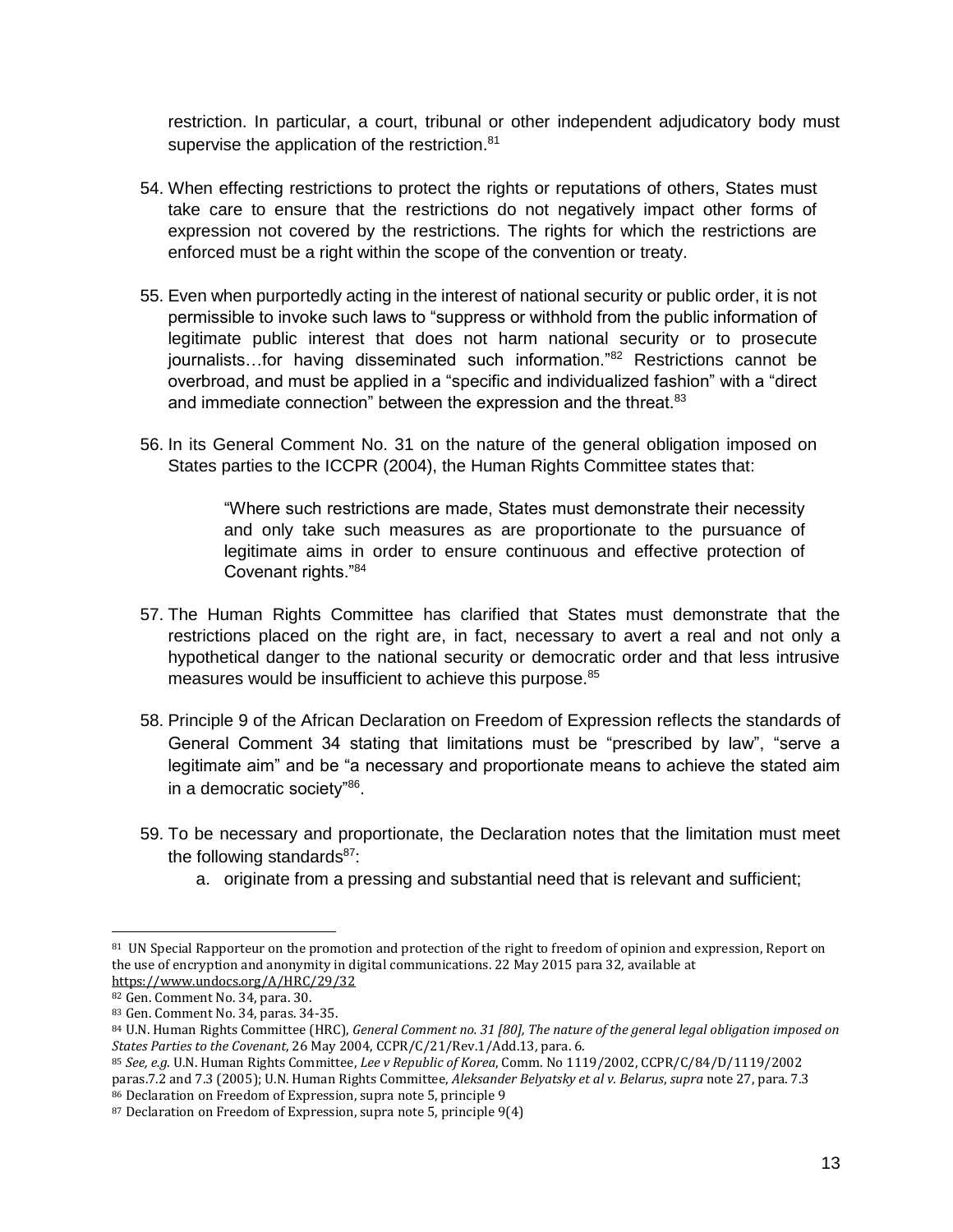restriction. In particular, a court, tribunal or other independent adjudicatory body must supervise the application of the restriction.[81]

54. When effecting restrictions to protect the rights or reputations of others, States must take care to ensure that the restrictions do not negatively impact other forms of expression not covered by the restrictions. The rights for which the restrictions are enforced must be a right within the scope of the convention or treaty.

55. Even when purportedly acting in the interest of national security or public order, it is not permissible to invoke such laws to "suppress or withhold from the public information of legitimate public interest that does not harm national security or to prosecute journalists…for having disseminated such information."[82] Restrictions cannot be overbroad, and must be applied in a "specific and individualized fashion" with a "direct and immediate connection" between the expression and the threat.[83]

56. In its General Comment No. 31 on the nature of the general obligation imposed on States parties to the ICCPR (2004), the Human Rights Committee states that:

> "Where such restrictions are made, States must demonstrate their necessity and only take such measures as are proportionate to the pursuance of legitimate aims in order to ensure continuous and effective protection of Covenant rights."[84]

57. The Human Rights Committee has clarified that States must demonstrate that the restrictions placed on the right are, in fact, necessary to avert a real and not only a hypothetical danger to the national security or democratic order and that less intrusive measures would be insufficient to achieve this purpose.[85]

58. Principle 9 of the African Declaration on Freedom of Expression reflects the standards of General Comment 34 stating that limitations must be "prescribed by law", "serve a legitimate aim" and be "a necessary and proportionate means to achieve the stated aim in a democratic society"[86].

59. To be necessary and proportionate, the Declaration notes that the limitation must meet the following standards[87]:
    a. originate from a pressing and substantial need that is relevant and sufficient;

---

[81] UN Special Rapporteur on the promotion and protection of the right to freedom of opinion and expression, Report on the use of encryption and anonymity in digital communications. 22 May 2015 para 32, available at https://www.undocs.org/A/HRC/29/32

[82] Gen. Comment No. 34, para. 30.

[83] Gen. Comment No. 34, paras. 34-35.

[84] U.N. Human Rights Committee (HRC), *General Comment no. 31 [80], The nature of the general legal obligation imposed on States Parties to the Covenant*, 26 May 2004, CCPR/C/21/Rev.1/Add.13, para. 6.

[85] *See, e.g.* U.N. Human Rights Committee, *Lee v Republic of Korea*, Comm. No 1119/2002, CCPR/C/84/D/1119/2002 paras.7.2 and 7.3 (2005); U.N. Human Rights Committee, *Aleksander Belyatsky et al v. Belarus*, *supra* note 27, para. 7.3

[86] Declaration on Freedom of Expression, supra note 5, principle 9

[87] Declaration on Freedom of Expression, supra note 5, principle 9(4)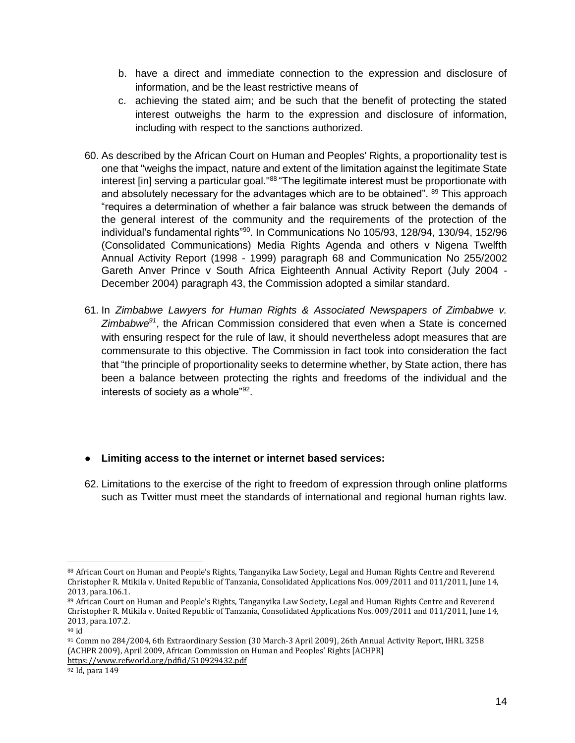b. have a direct and immediate connection to the expression and disclosure of information, and be the least restrictive means of

c. achieving the stated aim; and be such that the benefit of protecting the stated interest outweighs the harm to the expression and disclosure of information, including with respect to the sanctions authorized.

60. As described by the African Court on Human and Peoples' Rights, a proportionality test is one that "weighs the impact, nature and extent of the limitation against the legitimate State interest [in] serving a particular goal."[88] "The legitimate interest must be proportionate with and absolutely necessary for the advantages which are to be obtained". [89] This approach "requires a determination of whether a fair balance was struck between the demands of the general interest of the community and the requirements of the protection of the individual's fundamental rights"[90]. In Communications No 105/93, 128/94, 130/94, 152/96 (Consolidated Communications) Media Rights Agenda and others v Nigena Twelfth Annual Activity Report (1998 - 1999) paragraph 68 and Communication No 255/2002 Gareth Anver Prince v South Africa Eighteenth Annual Activity Report (July 2004 - December 2004) paragraph 43, the Commission adopted a similar standard.

61. In *Zimbabwe Lawyers for Human Rights & Associated Newspapers of Zimbabwe v. Zimbabwe*[91], the African Commission considered that even when a State is concerned with ensuring respect for the rule of law, it should nevertheless adopt measures that are commensurate to this objective. The Commission in fact took into consideration the fact that "the principle of proportionality seeks to determine whether, by State action, there has been a balance between protecting the rights and freedoms of the individual and the interests of society as a whole"[92].

- **Limiting access to the internet or internet based services:**

62. Limitations to the exercise of the right to freedom of expression through online platforms such as Twitter must meet the standards of international and regional human rights law.

---

[88] African Court on Human and People's Rights, Tanganyika Law Society, Legal and Human Rights Centre and Reverend Christopher R. Mtikila v. United Republic of Tanzania, Consolidated Applications Nos. 009/2011 and 011/2011, June 14, 2013, para.106.1.

[89] African Court on Human and People's Rights, Tanganyika Law Society, Legal and Human Rights Centre and Reverend Christopher R. Mtikila v. United Republic of Tanzania, Consolidated Applications Nos. 009/2011 and 011/2011, June 14, 2013, para.107.2.

[90] id

[91] Comm no 284/2004, 6th Extraordinary Session (30 March-3 April 2009), 26th Annual Activity Report, IHRL 3258 (ACHPR 2009), April 2009, African Commission on Human and Peoples' Rights [ACHPR] https://www.refworld.org/pdfid/510929432.pdf

[92] Id, para 149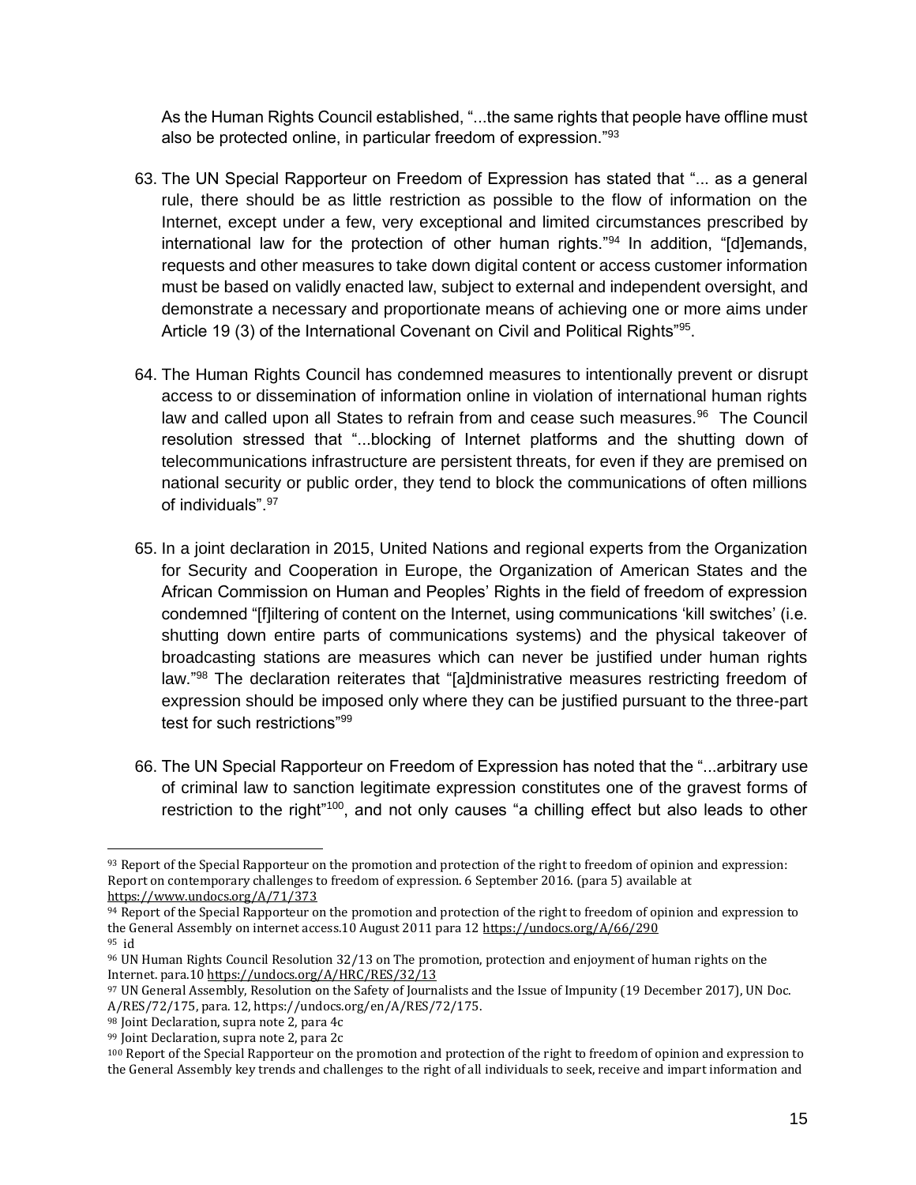As the Human Rights Council established, "...the same rights that people have offline must also be protected online, in particular freedom of expression."[93]

63. The UN Special Rapporteur on Freedom of Expression has stated that "... as a general rule, there should be as little restriction as possible to the flow of information on the Internet, except under a few, very exceptional and limited circumstances prescribed by international law for the protection of other human rights."[94] In addition, "[d]emands, requests and other measures to take down digital content or access customer information must be based on validly enacted law, subject to external and independent oversight, and demonstrate a necessary and proportionate means of achieving one or more aims under Article 19 (3) of the International Covenant on Civil and Political Rights"[95].

64. The Human Rights Council has condemned measures to intentionally prevent or disrupt access to or dissemination of information online in violation of international human rights law and called upon all States to refrain from and cease such measures.[96] The Council resolution stressed that "...blocking of Internet platforms and the shutting down of telecommunications infrastructure are persistent threats, for even if they are premised on national security or public order, they tend to block the communications of often millions of individuals".[97]

65. In a joint declaration in 2015, United Nations and regional experts from the Organization for Security and Cooperation in Europe, the Organization of American States and the African Commission on Human and Peoples' Rights in the field of freedom of expression condemned "[f]iltering of content on the Internet, using communications 'kill switches' (i.e. shutting down entire parts of communications systems) and the physical takeover of broadcasting stations are measures which can never be justified under human rights law."[98] The declaration reiterates that "[a]dministrative measures restricting freedom of expression should be imposed only where they can be justified pursuant to the three-part test for such restrictions"[99]

66. The UN Special Rapporteur on Freedom of Expression has noted that the "...arbitrary use of criminal law to sanction legitimate expression constitutes one of the gravest forms of restriction to the right"[100], and not only causes "a chilling effect but also leads to other

---

[93] Report of the Special Rapporteur on the promotion and protection of the right to freedom of opinion and expression: Report on contemporary challenges to freedom of expression. 6 September 2016. (para 5) available at https://www.undocs.org/A/71/373

[94] Report of the Special Rapporteur on the promotion and protection of the right to freedom of opinion and expression to the General Assembly on internet access.10 August 2011 para 12 https://undocs.org/A/66/290

[95] id

[96] UN Human Rights Council Resolution 32/13 on The promotion, protection and enjoyment of human rights on the Internet. para.10 https://undocs.org/A/HRC/RES/32/13

[97] UN General Assembly, Resolution on the Safety of Journalists and the Issue of Impunity (19 December 2017), UN Doc. A/RES/72/175, para. 12, https://undocs.org/en/A/RES/72/175.

[98] Joint Declaration, supra note 2, para 4c

[99] Joint Declaration, supra note 2, para 2c

[100] Report of the Special Rapporteur on the promotion and protection of the right to freedom of opinion and expression to the General Assembly key trends and challenges to the right of all individuals to seek, receive and impart information and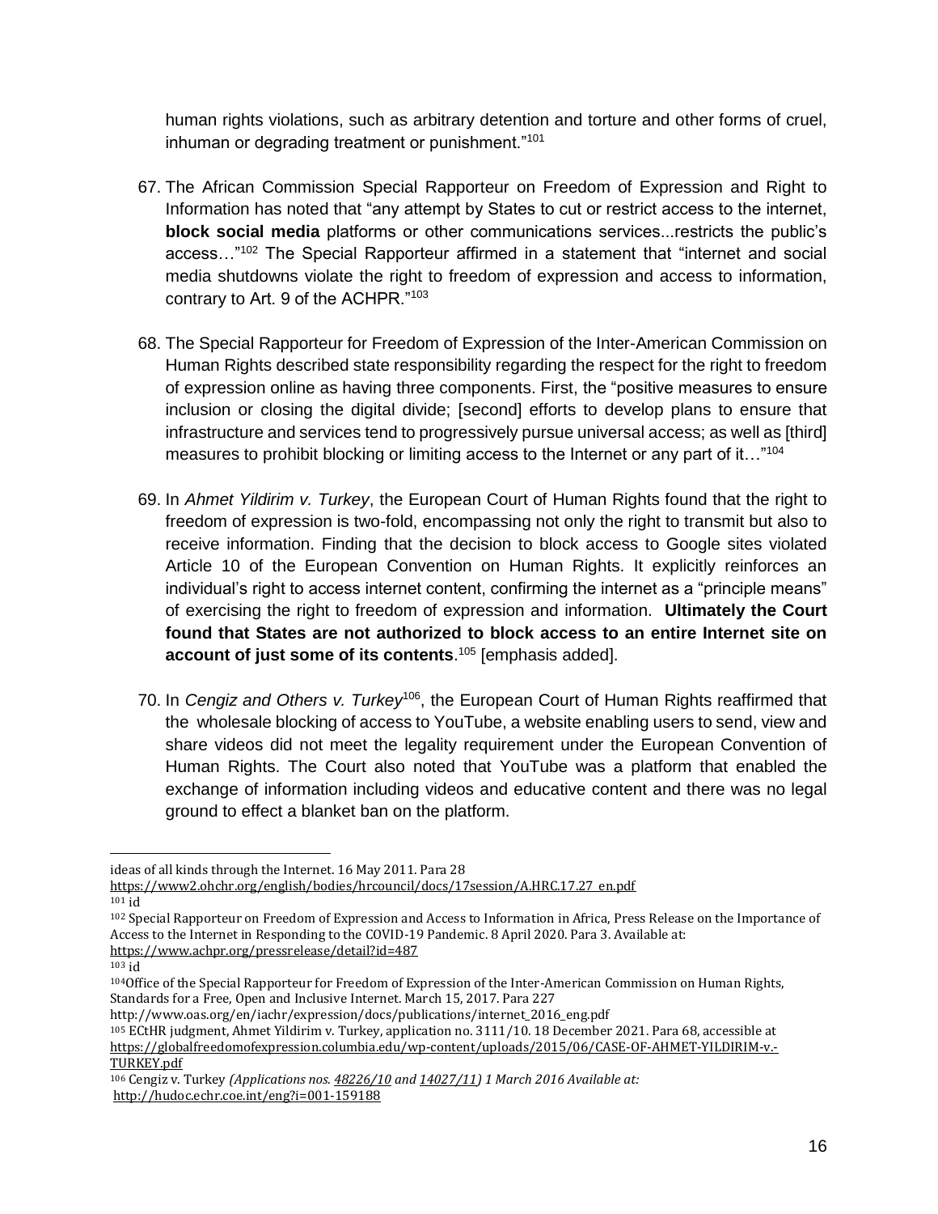human rights violations, such as arbitrary detention and torture and other forms of cruel, inhuman or degrading treatment or punishment."[101]

67. The African Commission Special Rapporteur on Freedom of Expression and Right to Information has noted that "any attempt by States to cut or restrict access to the internet, **block social media** platforms or other communications services...restricts the public's access…"[102] The Special Rapporteur affirmed in a statement that "internet and social media shutdowns violate the right to freedom of expression and access to information, contrary to Art. 9 of the ACHPR."[103]

68. The Special Rapporteur for Freedom of Expression of the Inter-American Commission on Human Rights described state responsibility regarding the respect for the right to freedom of expression online as having three components. First, the "positive measures to ensure inclusion or closing the digital divide; [second] efforts to develop plans to ensure that infrastructure and services tend to progressively pursue universal access; as well as [third] measures to prohibit blocking or limiting access to the Internet or any part of it…"[104]

69. In *Ahmet Yildirim v. Turkey*, the European Court of Human Rights found that the right to freedom of expression is two-fold, encompassing not only the right to transmit but also to receive information. Finding that the decision to block access to Google sites violated Article 10 of the European Convention on Human Rights. It explicitly reinforces an individual's right to access internet content, confirming the internet as a "principle means" of exercising the right to freedom of expression and information. **Ultimately the Court found that States are not authorized to block access to an entire Internet site on account of just some of its contents**.[105] [emphasis added].

70. In *Cengiz and Others v. Turkey*[106], the European Court of Human Rights reaffirmed that the wholesale blocking of access to YouTube, a website enabling users to send, view and share videos did not meet the legality requirement under the European Convention of Human Rights. The Court also noted that YouTube was a platform that enabled the exchange of information including videos and educative content and there was no legal ground to effect a blanket ban on the platform.

---

ideas of all kinds through the Internet. 16 May 2011. Para 28 https://www2.ohchr.org/english/bodies/hrcouncil/docs/17session/A.HRC.17.27_en.pdf

[101] id

[102] Special Rapporteur on Freedom of Expression and Access to Information in Africa, Press Release on the Importance of Access to the Internet in Responding to the COVID-19 Pandemic. 8 April 2020. Para 3. Available at: https://www.achpr.org/pressrelease/detail?id=487

[103] id

[104] Office of the Special Rapporteur for Freedom of Expression of the Inter-American Commission on Human Rights, Standards for a Free, Open and Inclusive Internet. March 15, 2017. Para 227 http://www.oas.org/en/iachr/expression/docs/publications/internet_2016_eng.pdf

[105] ECtHR judgment, Ahmet Yildirim v. Turkey, application no. 3111/10. 18 December 2021. Para 68, accessible at https://globalfreedomofexpression.columbia.edu/wp-content/uploads/2015/06/CASE-OF-AHMET-YILDIRIM-v.-TURKEY.pdf

[106] Cengiz v. Turkey *(Applications nos. 48226/10 and 14027/11) 1 March 2016 Available at:* http://hudoc.echr.coe.int/eng?i=001-159188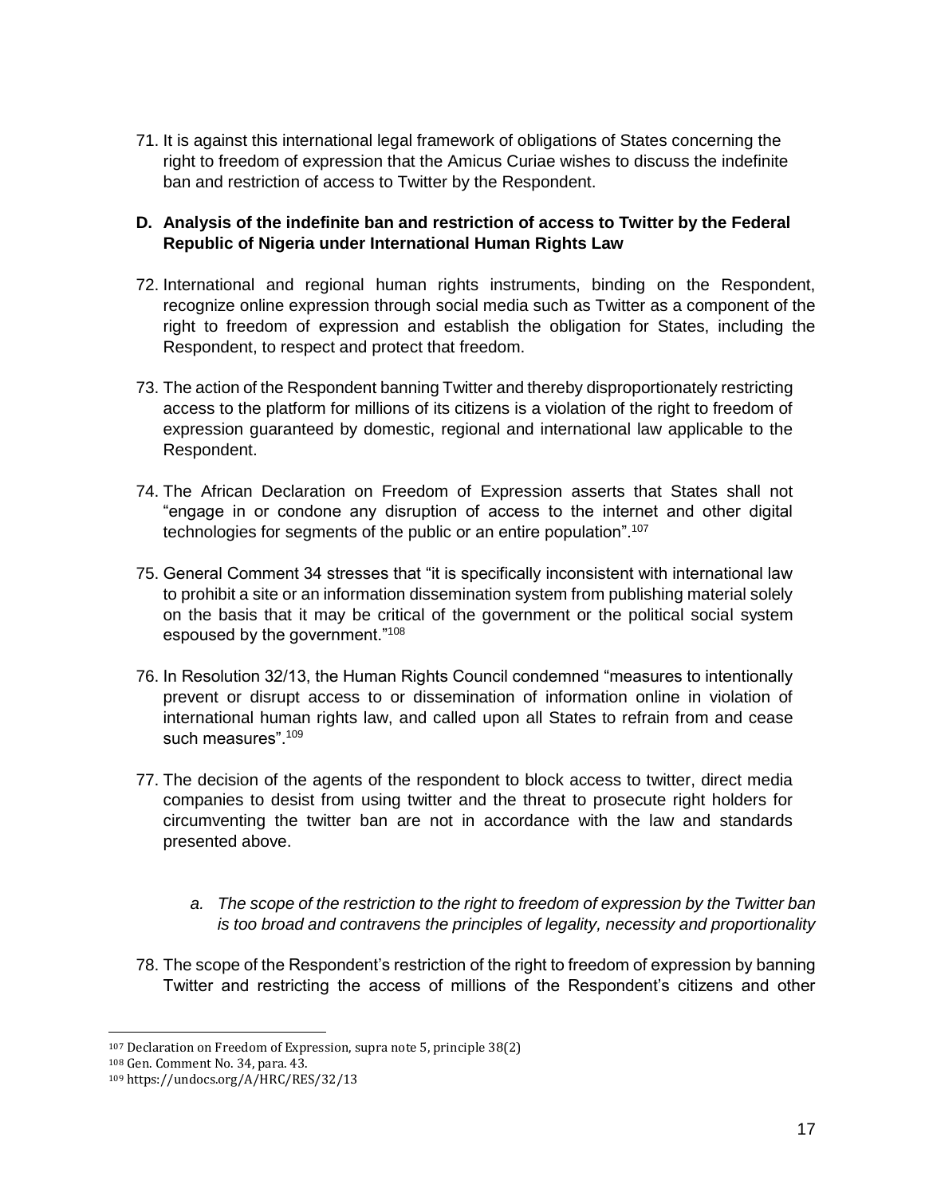71. It is against this international legal framework of obligations of States concerning the right to freedom of expression that the Amicus Curiae wishes to discuss the indefinite ban and restriction of access to Twitter by the Respondent.

## D. Analysis of the indefinite ban and restriction of access to Twitter by the Federal Republic of Nigeria under International Human Rights Law

72. International and regional human rights instruments, binding on the Respondent, recognize online expression through social media such as Twitter as a component of the right to freedom of expression and establish the obligation for States, including the Respondent, to respect and protect that freedom.

73. The action of the Respondent banning Twitter and thereby disproportionately restricting access to the platform for millions of its citizens is a violation of the right to freedom of expression guaranteed by domestic, regional and international law applicable to the Respondent.

74. The African Declaration on Freedom of Expression asserts that States shall not "engage in or condone any disruption of access to the internet and other digital technologies for segments of the public or an entire population".[107]

75. General Comment 34 stresses that "it is specifically inconsistent with international law to prohibit a site or an information dissemination system from publishing material solely on the basis that it may be critical of the government or the political social system espoused by the government."[108]

76. In Resolution 32/13, the Human Rights Council condemned "measures to intentionally prevent or disrupt access to or dissemination of information online in violation of international human rights law, and called upon all States to refrain from and cease such measures".[109]

77. The decision of the agents of the respondent to block access to twitter, direct media companies to desist from using twitter and the threat to prosecute right holders for circumventing the twitter ban are not in accordance with the law and standards presented above.

*a. The scope of the restriction to the right to freedom of expression by the Twitter ban is too broad and contravens the principles of legality, necessity and proportionality*

78. The scope of the Respondent's restriction of the right to freedom of expression by banning Twitter and restricting the access of millions of the Respondent's citizens and other

---

[107] Declaration on Freedom of Expression, supra note 5, principle 38(2)

[108] Gen. Comment No. 34, para. 43.

[109] https://undocs.org/A/HRC/RES/32/13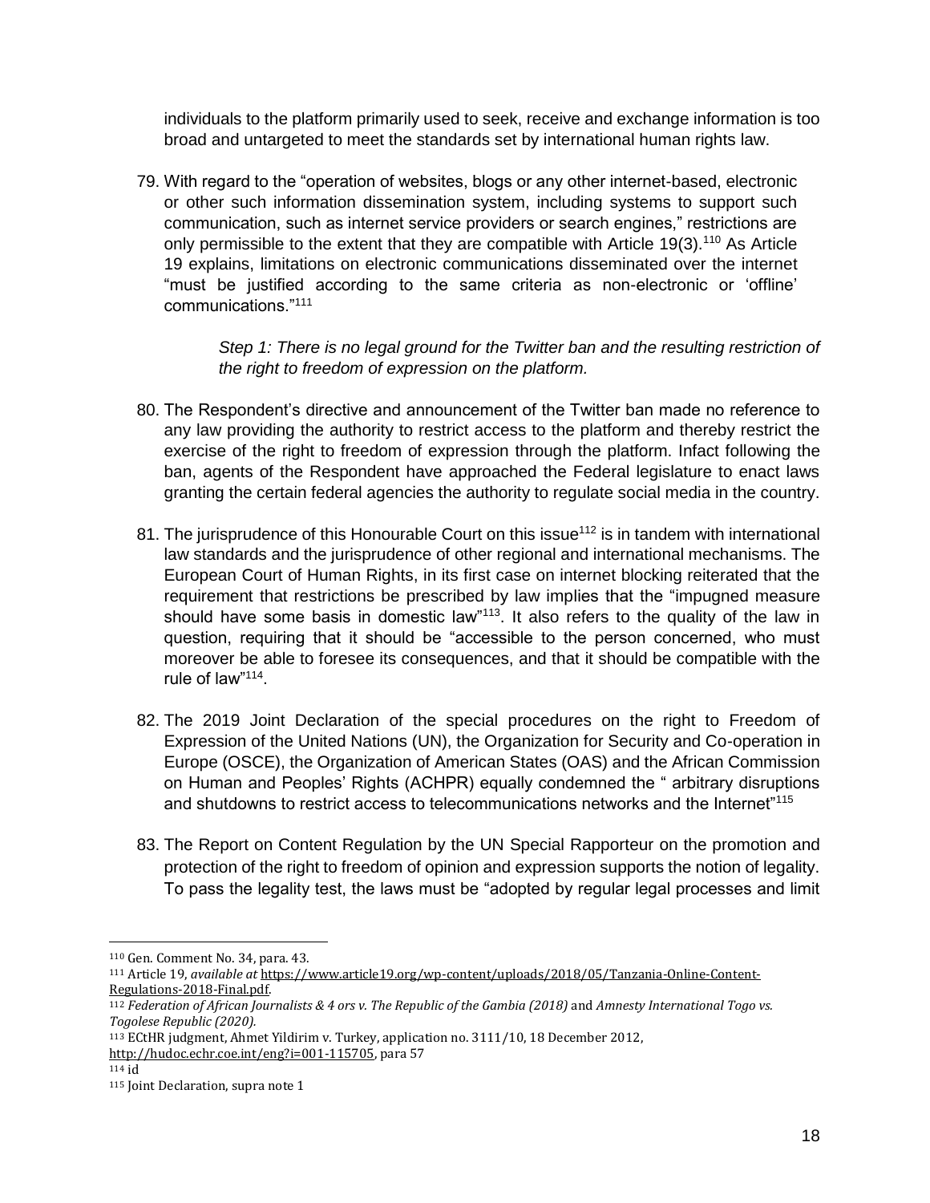individuals to the platform primarily used to seek, receive and exchange information is too broad and untargeted to meet the standards set by international human rights law.

79. With regard to the "operation of websites, blogs or any other internet-based, electronic or other such information dissemination system, including systems to support such communication, such as internet service providers or search engines," restrictions are only permissible to the extent that they are compatible with Article 19(3).[110] As Article 19 explains, limitations on electronic communications disseminated over the internet "must be justified according to the same criteria as non-electronic or 'offline' communications."[111]

*Step 1: There is no legal ground for the Twitter ban and the resulting restriction of the right to freedom of expression on the platform.*

80. The Respondent's directive and announcement of the Twitter ban made no reference to any law providing the authority to restrict access to the platform and thereby restrict the exercise of the right to freedom of expression through the platform. Infact following the ban, agents of the Respondent have approached the Federal legislature to enact laws granting the certain federal agencies the authority to regulate social media in the country.

81. The jurisprudence of this Honourable Court on this issue[112] is in tandem with international law standards and the jurisprudence of other regional and international mechanisms. The European Court of Human Rights, in its first case on internet blocking reiterated that the requirement that restrictions be prescribed by law implies that the "impugned measure should have some basis in domestic law"[113]. It also refers to the quality of the law in question, requiring that it should be "accessible to the person concerned, who must moreover be able to foresee its consequences, and that it should be compatible with the rule of law"[114].

82. The 2019 Joint Declaration of the special procedures on the right to Freedom of Expression of the United Nations (UN), the Organization for Security and Co-operation in Europe (OSCE), the Organization of American States (OAS) and the African Commission on Human and Peoples' Rights (ACHPR) equally condemned the " arbitrary disruptions and shutdowns to restrict access to telecommunications networks and the Internet"[115]

83. The Report on Content Regulation by the UN Special Rapporteur on the promotion and protection of the right to freedom of opinion and expression supports the notion of legality. To pass the legality test, the laws must be "adopted by regular legal processes and limit

---

[110] Gen. Comment No. 34, para. 43.

[111] Article 19, *available at* https://www.article19.org/wp-content/uploads/2018/05/Tanzania-Online-Content-Regulations-2018-Final.pdf.

[112] *Federation of African Journalists & 4 ors v. The Republic of the Gambia (2018)* and *Amnesty International Togo vs. Togolese Republic (2020).*

[113] ECtHR judgment, Ahmet Yildirim v. Turkey, application no. 3111/10, 18 December 2012, http://hudoc.echr.coe.int/eng?i=001-115705, para 57

[114] id

[115] Joint Declaration, supra note 1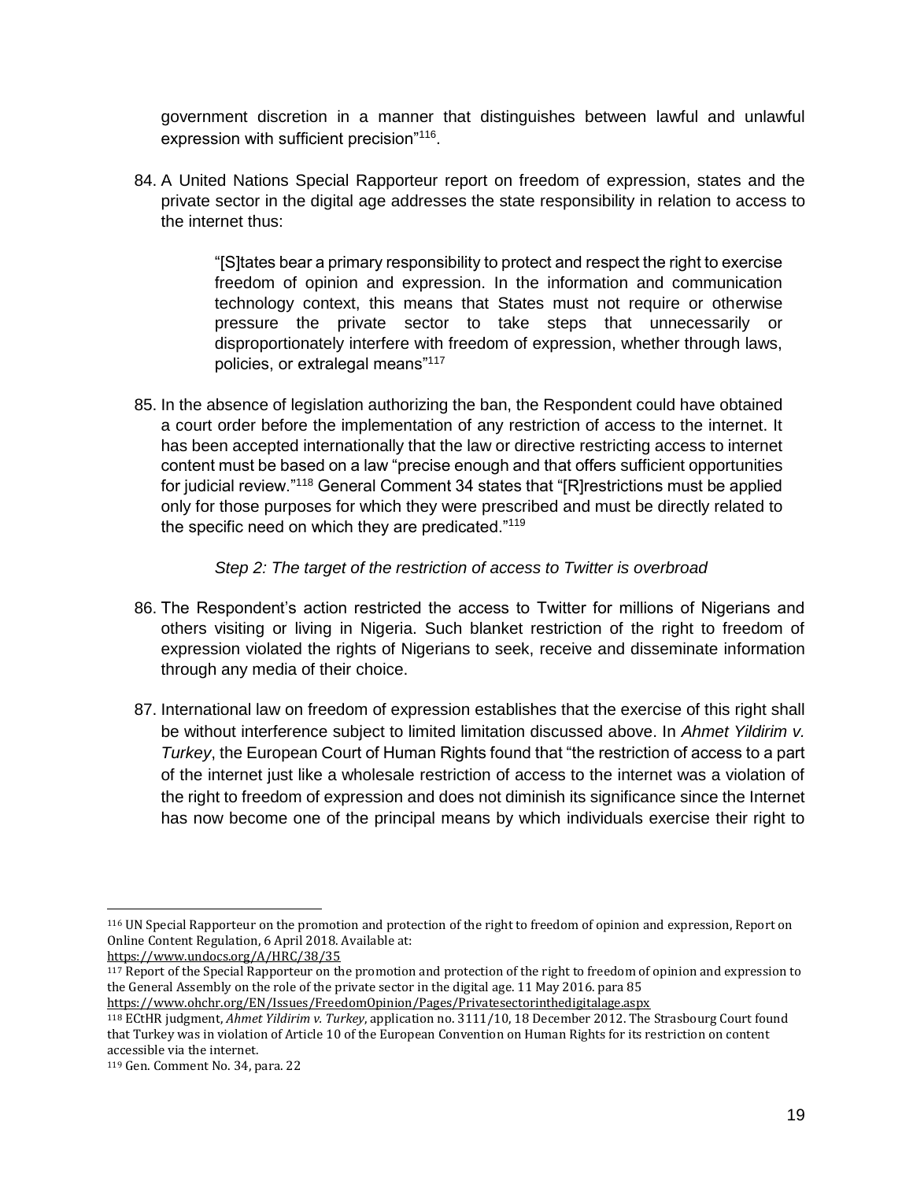government discretion in a manner that distinguishes between lawful and unlawful expression with sufficient precision"[116].

84. A United Nations Special Rapporteur report on freedom of expression, states and the private sector in the digital age addresses the state responsibility in relation to access to the internet thus:

> "[S]tates bear a primary responsibility to protect and respect the right to exercise freedom of opinion and expression. In the information and communication technology context, this means that States must not require or otherwise pressure the private sector to take steps that unnecessarily or disproportionately interfere with freedom of expression, whether through laws, policies, or extralegal means"[117]

85. In the absence of legislation authorizing the ban, the Respondent could have obtained a court order before the implementation of any restriction of access to the internet. It has been accepted internationally that the law or directive restricting access to internet content must be based on a law "precise enough and that offers sufficient opportunities for judicial review."[118] General Comment 34 states that "[R]restrictions must be applied only for those purposes for which they were prescribed and must be directly related to the specific need on which they are predicated."[119]

*Step 2: The target of the restriction of access to Twitter is overbroad*

86. The Respondent's action restricted the access to Twitter for millions of Nigerians and others visiting or living in Nigeria. Such blanket restriction of the right to freedom of expression violated the rights of Nigerians to seek, receive and disseminate information through any media of their choice.

87. International law on freedom of expression establishes that the exercise of this right shall be without interference subject to limited limitation discussed above. In *Ahmet Yildirim v. Turkey*, the European Court of Human Rights found that "the restriction of access to a part of the internet just like a wholesale restriction of access to the internet was a violation of the right to freedom of expression and does not diminish its significance since the Internet has now become one of the principal means by which individuals exercise their right to

---

[116] UN Special Rapporteur on the promotion and protection of the right to freedom of opinion and expression, Report on Online Content Regulation, 6 April 2018. Available at: https://www.undocs.org/A/HRC/38/35

[117] Report of the Special Rapporteur on the promotion and protection of the right to freedom of opinion and expression to the General Assembly on the role of the private sector in the digital age. 11 May 2016. para 85 https://www.ohchr.org/EN/Issues/FreedomOpinion/Pages/Privatesectorinthedigitalage.aspx

[118] ECtHR judgment, *Ahmet Yildirim v. Turkey*, application no. 3111/10, 18 December 2012. The Strasbourg Court found that Turkey was in violation of Article 10 of the European Convention on Human Rights for its restriction on content accessible via the internet.

[119] Gen. Comment No. 34, para. 22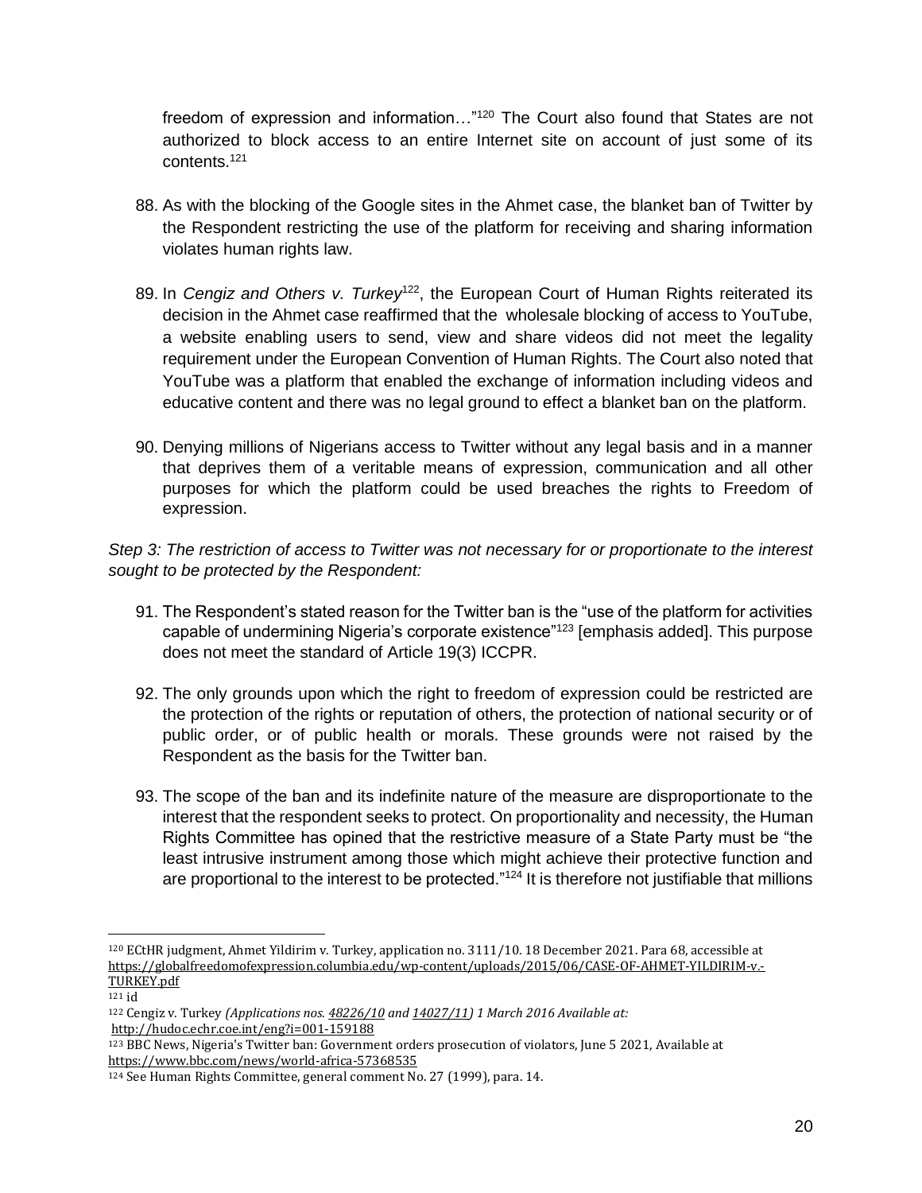freedom of expression and information…"[120] The Court also found that States are not authorized to block access to an entire Internet site on account of just some of its contents.[121]

88. As with the blocking of the Google sites in the Ahmet case, the blanket ban of Twitter by the Respondent restricting the use of the platform for receiving and sharing information violates human rights law.

89. In *Cengiz and Others v. Turkey*[122], the European Court of Human Rights reiterated its decision in the Ahmet case reaffirmed that the wholesale blocking of access to YouTube, a website enabling users to send, view and share videos did not meet the legality requirement under the European Convention of Human Rights. The Court also noted that YouTube was a platform that enabled the exchange of information including videos and educative content and there was no legal ground to effect a blanket ban on the platform.

90. Denying millions of Nigerians access to Twitter without any legal basis and in a manner that deprives them of a veritable means of expression, communication and all other purposes for which the platform could be used breaches the rights to Freedom of expression.

*Step 3: The restriction of access to Twitter was not necessary for or proportionate to the interest sought to be protected by the Respondent:*

91. The Respondent's stated reason for the Twitter ban is the "use of the platform for activities capable of undermining Nigeria's corporate existence"[123] [emphasis added]. This purpose does not meet the standard of Article 19(3) ICCPR.

92. The only grounds upon which the right to freedom of expression could be restricted are the protection of the rights or reputation of others, the protection of national security or of public order, or of public health or morals. These grounds were not raised by the Respondent as the basis for the Twitter ban.

93. The scope of the ban and its indefinite nature of the measure are disproportionate to the interest that the respondent seeks to protect. On proportionality and necessity, the Human Rights Committee has opined that the restrictive measure of a State Party must be "the least intrusive instrument among those which might achieve their protective function and are proportional to the interest to be protected."[124] It is therefore not justifiable that millions

---

[120] ECtHR judgment, Ahmet Yildirim v. Turkey, application no. 3111/10. 18 December 2021. Para 68, accessible at https://globalfreedomofexpression.columbia.edu/wp-content/uploads/2015/06/CASE-OF-AHMET-YILDIRIM-v.-TURKEY.pdf

[121] id

[122] Cengiz v. Turkey *(Applications nos. 48226/10 and 14027/11) 1 March 2016 Available at:* http://hudoc.echr.coe.int/eng?i=001-159188

[123] BBC News, Nigeria's Twitter ban: Government orders prosecution of violators, June 5 2021, Available at https://www.bbc.com/news/world-africa-57368535

[124] See Human Rights Committee, general comment No. 27 (1999), para. 14.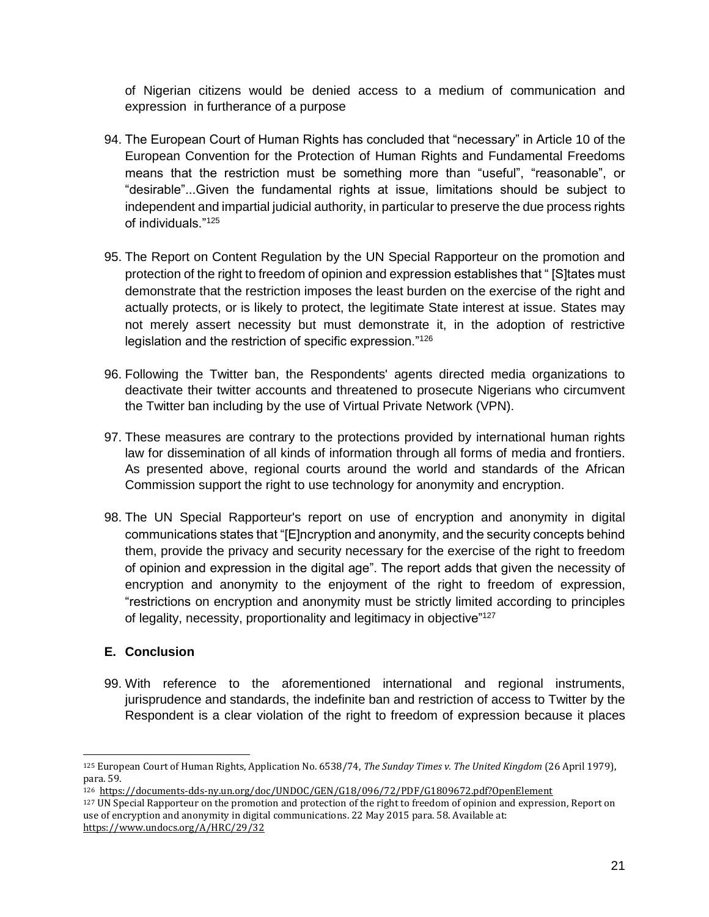of Nigerian citizens would be denied access to a medium of communication and expression in furtherance of a purpose

94. The European Court of Human Rights has concluded that "necessary" in Article 10 of the European Convention for the Protection of Human Rights and Fundamental Freedoms means that the restriction must be something more than "useful", "reasonable", or "desirable"...Given the fundamental rights at issue, limitations should be subject to independent and impartial judicial authority, in particular to preserve the due process rights of individuals."[125]

95. The Report on Content Regulation by the UN Special Rapporteur on the promotion and protection of the right to freedom of opinion and expression establishes that " [S]tates must demonstrate that the restriction imposes the least burden on the exercise of the right and actually protects, or is likely to protect, the legitimate State interest at issue. States may not merely assert necessity but must demonstrate it, in the adoption of restrictive legislation and the restriction of specific expression."[126]

96. Following the Twitter ban, the Respondents' agents directed media organizations to deactivate their twitter accounts and threatened to prosecute Nigerians who circumvent the Twitter ban including by the use of Virtual Private Network (VPN).

97. These measures are contrary to the protections provided by international human rights law for dissemination of all kinds of information through all forms of media and frontiers. As presented above, regional courts around the world and standards of the African Commission support the right to use technology for anonymity and encryption.

98. The UN Special Rapporteur's report on use of encryption and anonymity in digital communications states that "[E]ncryption and anonymity, and the security concepts behind them, provide the privacy and security necessary for the exercise of the right to freedom of opinion and expression in the digital age". The report adds that given the necessity of encryption and anonymity to the enjoyment of the right to freedom of expression, "restrictions on encryption and anonymity must be strictly limited according to principles of legality, necessity, proportionality and legitimacy in objective"[127]

### E. Conclusion

99. With reference to the aforementioned international and regional instruments, jurisprudence and standards, the indefinite ban and restriction of access to Twitter by the Respondent is a clear violation of the right to freedom of expression because it places

---

[125] European Court of Human Rights, Application No. 6538/74, *The Sunday Times v. The United Kingdom* (26 April 1979), para. 59.

[126] https://documents-dds-ny.un.org/doc/UNDOC/GEN/G18/096/72/PDF/G1809672.pdf?OpenElement

[127] UN Special Rapporteur on the promotion and protection of the right to freedom of opinion and expression, Report on use of encryption and anonymity in digital communications. 22 May 2015 para. 58. Available at: https://www.undocs.org/A/HRC/29/32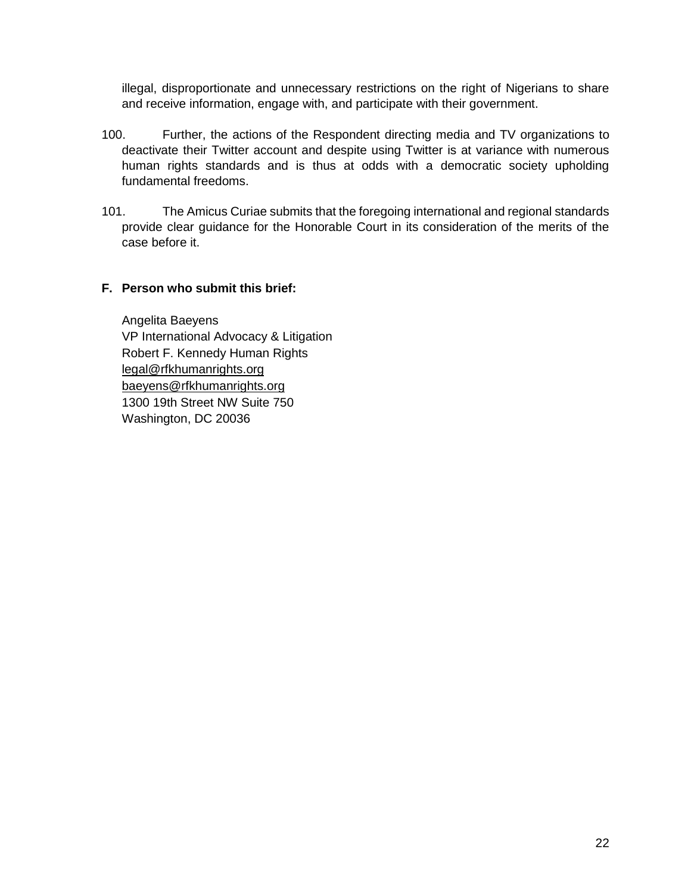illegal, disproportionate and unnecessary restrictions on the right of Nigerians to share and receive information, engage with, and participate with their government.

100. Further, the actions of the Respondent directing media and TV organizations to deactivate their Twitter account and despite using Twitter is at variance with numerous human rights standards and is thus at odds with a democratic society upholding fundamental freedoms.

101. The Amicus Curiae submits that the foregoing international and regional standards provide clear guidance for the Honorable Court in its consideration of the merits of the case before it.

**F. Person who submit this brief:**

Angelita Baeyens
VP International Advocacy & Litigation
Robert F. Kennedy Human Rights
legal@rfkhumanrights.org
baeyens@rfkhumanrights.org
1300 19th Street NW Suite 750
Washington, DC 20036